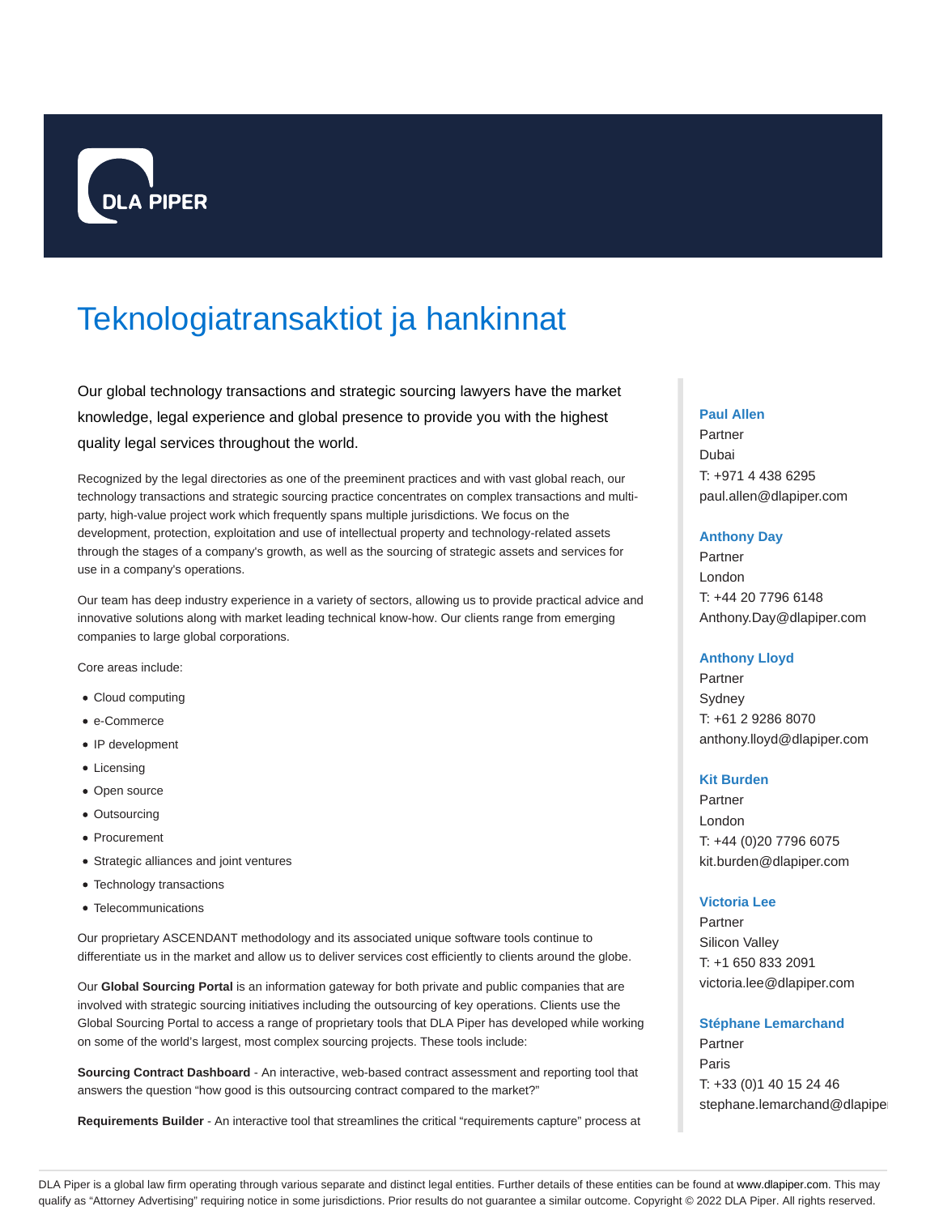DLA PIPER

# Teknologiatransaktiot ja hankinnat

Our global technology transactions and strategic sourcing lawyers have the market knowledge, legal experience and global presence to provide you with the highest quality legal services throughout the world.

Recognized by the legal directories as one of the preeminent practices and with vast global reach, our technology transactions and strategic sourcing practice concentrates on complex transactions and multi-party, high-value project work which frequently spans multiple jurisdictions. We focus on the development, protection, exploitation and use of intellectual property and technology-related assets through the stages of a company's growth, as well as the sourcing of strategic assets and services for use in a company's operations.

Our team has deep industry experience in a variety of sectors, allowing us to provide practical advice and innovative solutions along with market leading technical know-how. Our clients range from emerging companies to large global corporations.

Core areas include:

- Cloud computing
- e-Commerce
- IP development
- Licensing
- Open source
- Outsourcing
- Procurement
- Strategic alliances and joint ventures
- Technology transactions
- Telecommunications

Our proprietary ASCENDANT methodology and its associated unique software tools continue to differentiate us in the market and allow us to deliver services cost efficiently to clients around the globe.

Our **Global Sourcing Portal** is an information gateway for both private and public companies that are involved with strategic sourcing initiatives including the outsourcing of key operations. Clients use the Global Sourcing Portal to access a range of proprietary tools that DLA Piper has developed while working on some of the world's largest, most complex sourcing projects. These tools include:

**Sourcing Contract Dashboard** - An interactive, web-based contract assessment and reporting tool that answers the question "how good is this outsourcing contract compared to the market?"

**Requirements Builder** - An interactive tool that streamlines the critical "requirements capture" process at

**Paul Allen**
Partner
Dubai
T: +971 4 438 6295
paul.allen@dlapiper.com

**Anthony Day**
Partner
London
T: +44 20 7796 6148
Anthony.Day@dlapiper.com

**Anthony Lloyd**
Partner
Sydney
T: +61 2 9286 8070
anthony.lloyd@dlapiper.com

**Kit Burden**
Partner
London
T: +44 (0)20 7796 6075
kit.burden@dlapiper.com

**Victoria Lee**
Partner
Silicon Valley
T: +1 650 833 2091
victoria.lee@dlapiper.com

**Stéphane Lemarchand**
Partner
Paris
T: +33 (0)1 40 15 24 46
stephane.lemarchand@dlapiper

DLA Piper is a global law firm operating through various separate and distinct legal entities. Further details of these entities can be found at www.dlapiper.com. This may qualify as "Attorney Advertising" requiring notice in some jurisdictions. Prior results do not guarantee a similar outcome. Copyright © 2022 DLA Piper. All rights reserved.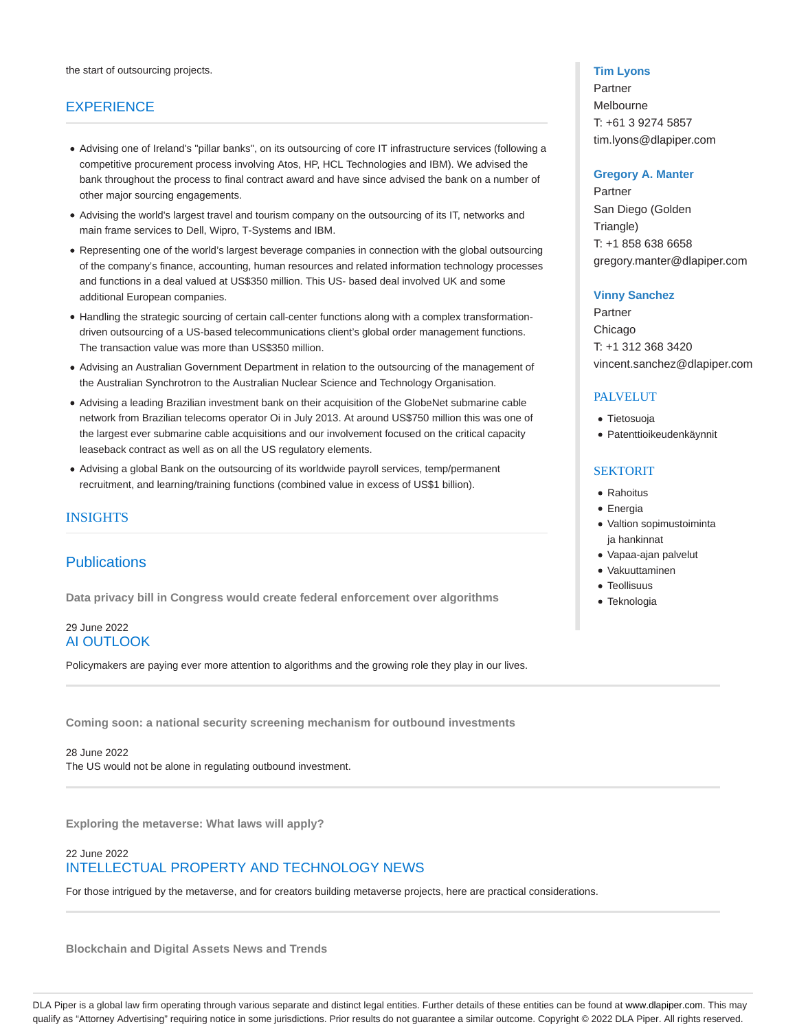the start of outsourcing projects.

## EXPERIENCE

- Advising one of Ireland's "pillar banks", on its outsourcing of core IT infrastructure services (following a competitive procurement process involving Atos, HP, HCL Technologies and IBM). We advised the bank throughout the process to final contract award and have since advised the bank on a number of other major sourcing engagements.
- Advising the world's largest travel and tourism company on the outsourcing of its IT, networks and main frame services to Dell, Wipro, T-Systems and IBM.
- Representing one of the world's largest beverage companies in connection with the global outsourcing of the company's finance, accounting, human resources and related information technology processes and functions in a deal valued at US$350 million. This US- based deal involved UK and some additional European companies.
- Handling the strategic sourcing of certain call-center functions along with a complex transformation-driven outsourcing of a US-based telecommunications client's global order management functions. The transaction value was more than US$350 million.
- Advising an Australian Government Department in relation to the outsourcing of the management of the Australian Synchrotron to the Australian Nuclear Science and Technology Organisation.
- Advising a leading Brazilian investment bank on their acquisition of the GlobeNet submarine cable network from Brazilian telecoms operator Oi in July 2013. At around US$750 million this was one of the largest ever submarine cable acquisitions and our involvement focused on the critical capacity leaseback contract as well as on all the US regulatory elements.
- Advising a global Bank on the outsourcing of its worldwide payroll services, temp/permanent recruitment, and learning/training functions (combined value in excess of US$1 billion).

## INSIGHTS

### Publications

**Data privacy bill in Congress would create federal enforcement over algorithms**

29 June 2022
AI OUTLOOK

Policymakers are paying ever more attention to algorithms and the growing role they play in our lives.

**Coming soon: a national security screening mechanism for outbound investments**

28 June 2022
The US would not be alone in regulating outbound investment.

**Exploring the metaverse: What laws will apply?**

22 June 2022
INTELLECTUAL PROPERTY AND TECHNOLOGY NEWS

For those intrigued by the metaverse, and for creators building metaverse projects, here are practical considerations.

**Blockchain and Digital Assets News and Trends**

**Tim Lyons**
Partner
Melbourne
T: +61 3 9274 5857
tim.lyons@dlapiper.com

**Gregory A. Manter**
Partner
San Diego (Golden Triangle)
T: +1 858 638 6658
gregory.manter@dlapiper.com

**Vinny Sanchez**
Partner
Chicago
T: +1 312 368 3420
vincent.sanchez@dlapiper.com

## PALVELUT

- Tietosuoja
- Patenttioikeudenkäynnit

## SEKTORIT

- Rahoitus
- Energia
- Valtion sopimustoiminta ja hankinnat
- Vapaa-ajan palvelut
- Vakuuttaminen
- Teollisuus
- Teknologia

DLA Piper is a global law firm operating through various separate and distinct legal entities. Further details of these entities can be found at www.dlapiper.com. This may qualify as "Attorney Advertising" requiring notice in some jurisdictions. Prior results do not guarantee a similar outcome. Copyright © 2022 DLA Piper. All rights reserved.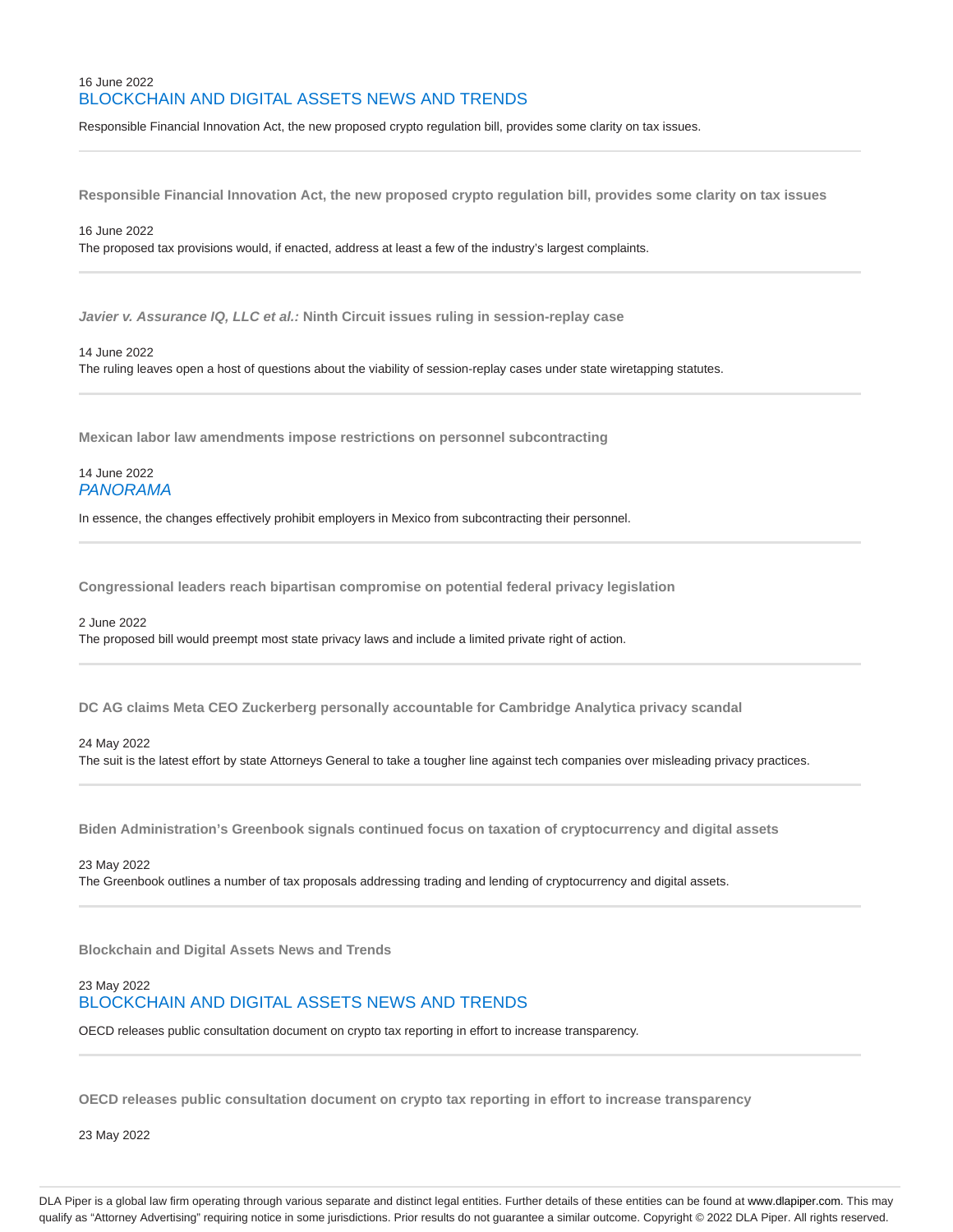16 June 2022

BLOCKCHAIN AND DIGITAL ASSETS NEWS AND TRENDS

Responsible Financial Innovation Act, the new proposed crypto regulation bill, provides some clarity on tax issues.

---

**Responsible Financial Innovation Act, the new proposed crypto regulation bill, provides some clarity on tax issues**

16 June 2022

The proposed tax provisions would, if enacted, address at least a few of the industry's largest complaints.

---

***Javier v. Assurance IQ, LLC et al.:* Ninth Circuit issues ruling in session-replay case**

14 June 2022

The ruling leaves open a host of questions about the viability of session-replay cases under state wiretapping statutes.

---

**Mexican labor law amendments impose restrictions on personnel subcontracting**

14 June 2022

*PANORAMA*

In essence, the changes effectively prohibit employers in Mexico from subcontracting their personnel.

---

**Congressional leaders reach bipartisan compromise on potential federal privacy legislation**

2 June 2022

The proposed bill would preempt most state privacy laws and include a limited private right of action.

---

**DC AG claims Meta CEO Zuckerberg personally accountable for Cambridge Analytica privacy scandal**

24 May 2022

The suit is the latest effort by state Attorneys General to take a tougher line against tech companies over misleading privacy practices.

---

**Biden Administration's Greenbook signals continued focus on taxation of cryptocurrency and digital assets**

23 May 2022

The Greenbook outlines a number of tax proposals addressing trading and lending of cryptocurrency and digital assets.

---

**Blockchain and Digital Assets News and Trends**

23 May 2022

BLOCKCHAIN AND DIGITAL ASSETS NEWS AND TRENDS

OECD releases public consultation document on crypto tax reporting in effort to increase transparency.

---

**OECD releases public consultation document on crypto tax reporting in effort to increase transparency**

23 May 2022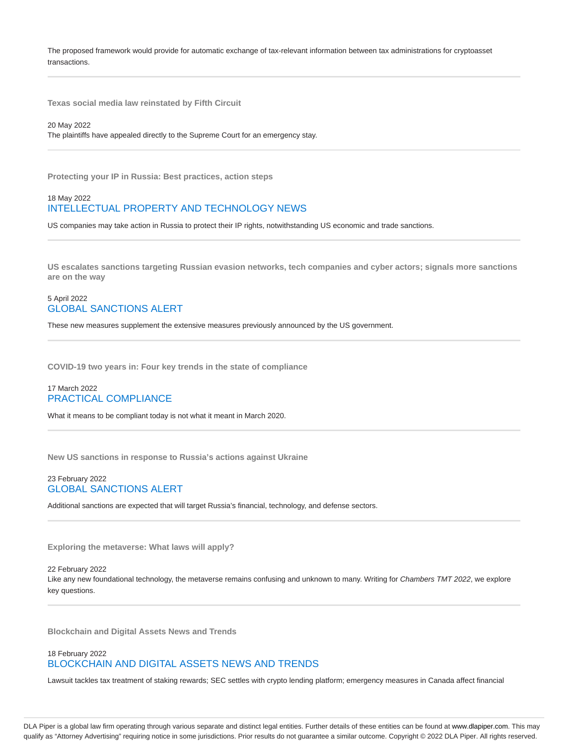The proposed framework would provide for automatic exchange of tax-relevant information between tax administrations for cryptoasset transactions.

---

### Texas social media law reinstated by Fifth Circuit

20 May 2022

The plaintiffs have appealed directly to the Supreme Court for an emergency stay.

---

### Protecting your IP in Russia: Best practices, action steps

18 May 2022

INTELLECTUAL PROPERTY AND TECHNOLOGY NEWS

US companies may take action in Russia to protect their IP rights, notwithstanding US economic and trade sanctions.

---

### US escalates sanctions targeting Russian evasion networks, tech companies and cyber actors; signals more sanctions are on the way

5 April 2022

GLOBAL SANCTIONS ALERT

These new measures supplement the extensive measures previously announced by the US government.

---

### COVID-19 two years in: Four key trends in the state of compliance

17 March 2022

PRACTICAL COMPLIANCE

What it means to be compliant today is not what it meant in March 2020.

---

### New US sanctions in response to Russia's actions against Ukraine

23 February 2022

GLOBAL SANCTIONS ALERT

Additional sanctions are expected that will target Russia's financial, technology, and defense sectors.

---

### Exploring the metaverse: What laws will apply?

22 February 2022

Like any new foundational technology, the metaverse remains confusing and unknown to many. Writing for *Chambers TMT 2022*, we explore key questions.

---

### Blockchain and Digital Assets News and Trends

18 February 2022

BLOCKCHAIN AND DIGITAL ASSETS NEWS AND TRENDS

Lawsuit tackles tax treatment of staking rewards; SEC settles with crypto lending platform; emergency measures in Canada affect financial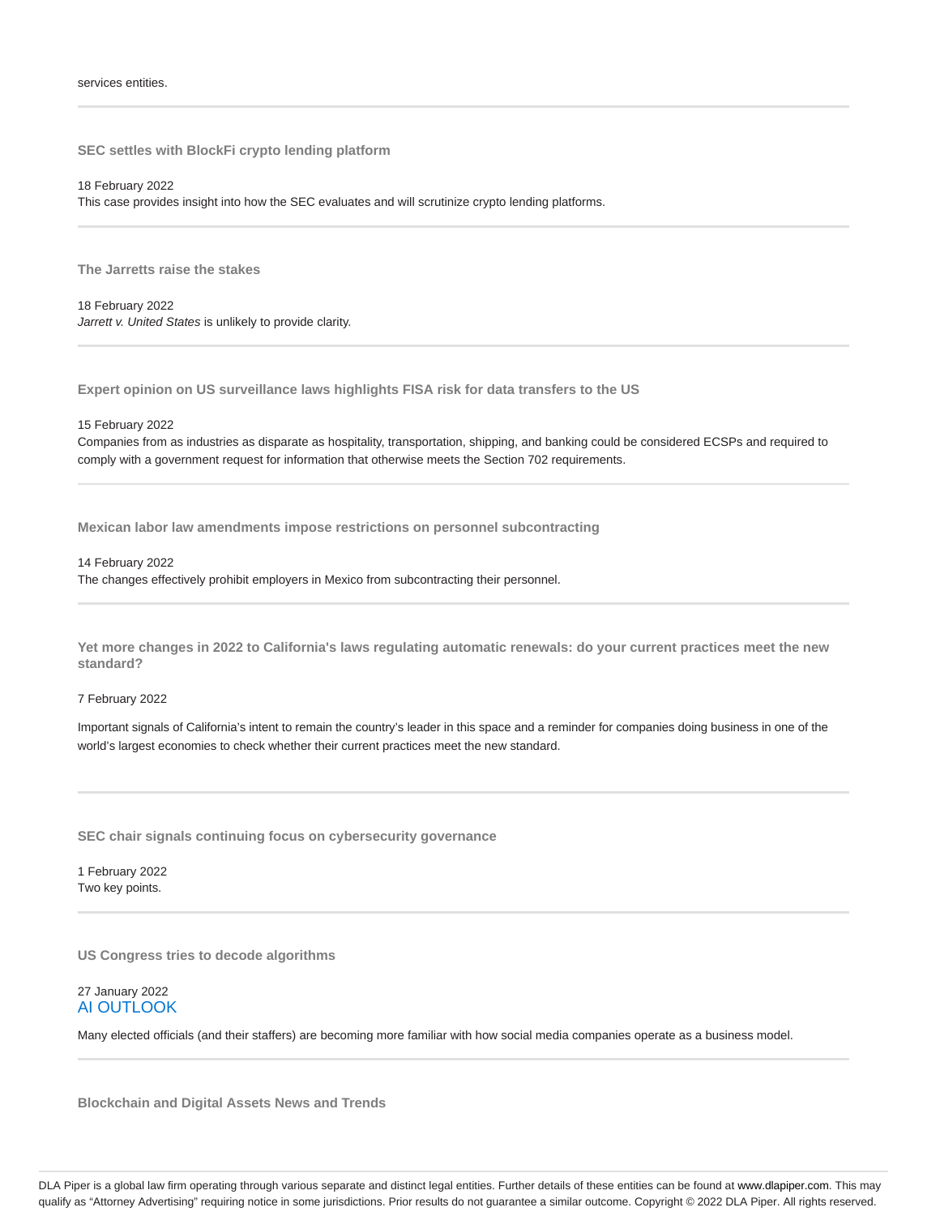services entities.

---

**SEC settles with BlockFi crypto lending platform**

18 February 2022
This case provides insight into how the SEC evaluates and will scrutinize crypto lending platforms.

---

**The Jarretts raise the stakes**

18 February 2022
*Jarrett v. United States* is unlikely to provide clarity.

---

**Expert opinion on US surveillance laws highlights FISA risk for data transfers to the US**

15 February 2022
Companies from as industries as disparate as hospitality, transportation, shipping, and banking could be considered ECSPs and required to comply with a government request for information that otherwise meets the Section 702 requirements.

---

**Mexican labor law amendments impose restrictions on personnel subcontracting**

14 February 2022
The changes effectively prohibit employers in Mexico from subcontracting their personnel.

---

**Yet more changes in 2022 to California's laws regulating automatic renewals: do your current practices meet the new standard?**

7 February 2022

Important signals of California's intent to remain the country's leader in this space and a reminder for companies doing business in one of the world's largest economies to check whether their current practices meet the new standard.

---

**SEC chair signals continuing focus on cybersecurity governance**

1 February 2022
Two key points.

---

**US Congress tries to decode algorithms**

27 January 2022
AI OUTLOOK

Many elected officials (and their staffers) are becoming more familiar with how social media companies operate as a business model.

---

**Blockchain and Digital Assets News and Trends**

DLA Piper is a global law firm operating through various separate and distinct legal entities. Further details of these entities can be found at www.dlapiper.com. This may qualify as "Attorney Advertising" requiring notice in some jurisdictions. Prior results do not guarantee a similar outcome. Copyright © 2022 DLA Piper. All rights reserved.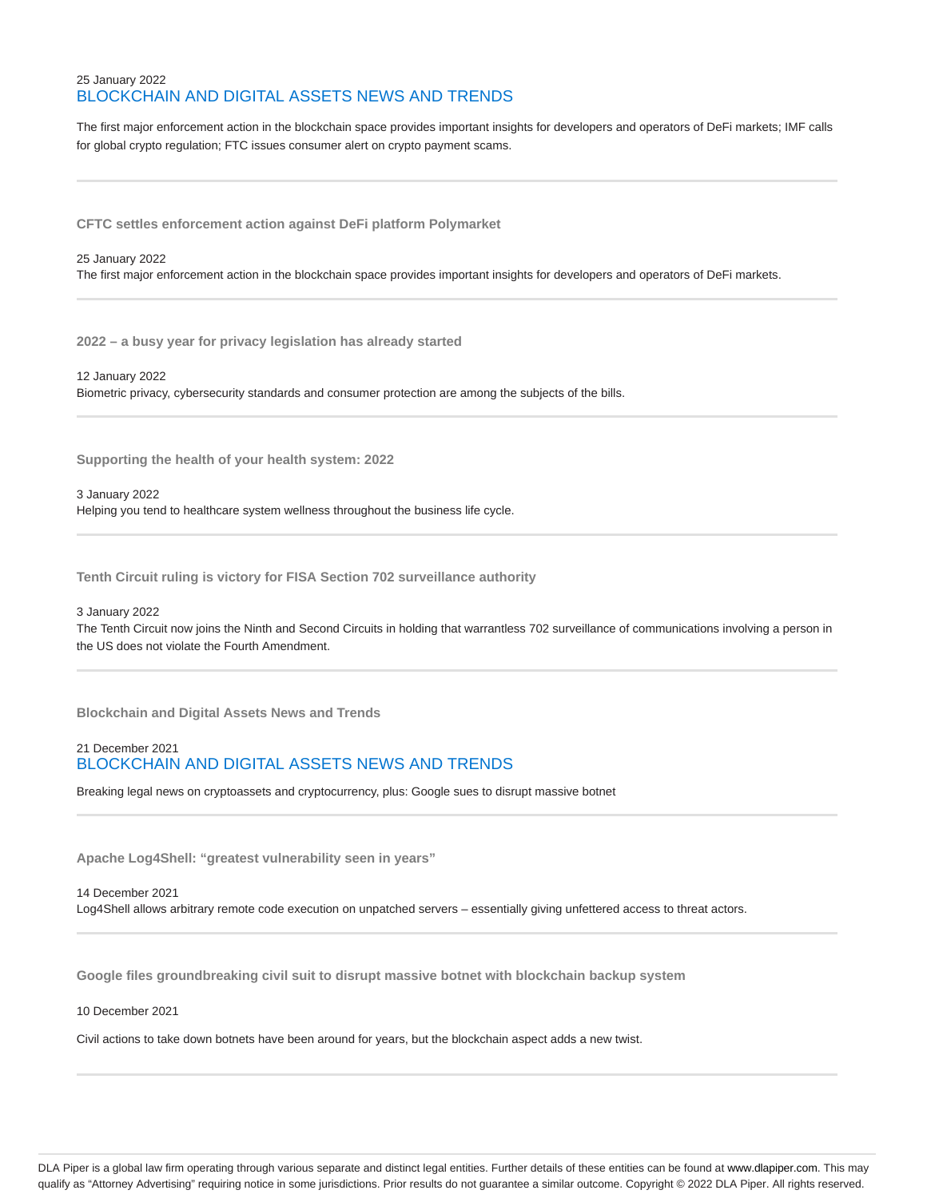25 January 2022

## BLOCKCHAIN AND DIGITAL ASSETS NEWS AND TRENDS

The first major enforcement action in the blockchain space provides important insights for developers and operators of DeFi markets; IMF calls for global crypto regulation; FTC issues consumer alert on crypto payment scams.

---

**CFTC settles enforcement action against DeFi platform Polymarket**

25 January 2022

The first major enforcement action in the blockchain space provides important insights for developers and operators of DeFi markets.

---

**2022 – a busy year for privacy legislation has already started**

12 January 2022

Biometric privacy, cybersecurity standards and consumer protection are among the subjects of the bills.

---

**Supporting the health of your health system: 2022**

3 January 2022

Helping you tend to healthcare system wellness throughout the business life cycle.

---

**Tenth Circuit ruling is victory for FISA Section 702 surveillance authority**

3 January 2022

The Tenth Circuit now joins the Ninth and Second Circuits in holding that warrantless 702 surveillance of communications involving a person in the US does not violate the Fourth Amendment.

---

**Blockchain and Digital Assets News and Trends**

21 December 2021

## BLOCKCHAIN AND DIGITAL ASSETS NEWS AND TRENDS

Breaking legal news on cryptoassets and cryptocurrency, plus: Google sues to disrupt massive botnet

---

**Apache Log4Shell: "greatest vulnerability seen in years"**

14 December 2021

Log4Shell allows arbitrary remote code execution on unpatched servers – essentially giving unfettered access to threat actors.

---

**Google files groundbreaking civil suit to disrupt massive botnet with blockchain backup system**

10 December 2021

Civil actions to take down botnets have been around for years, but the blockchain aspect adds a new twist.

---

DLA Piper is a global law firm operating through various separate and distinct legal entities. Further details of these entities can be found at www.dlapiper.com. This may qualify as "Attorney Advertising" requiring notice in some jurisdictions. Prior results do not guarantee a similar outcome. Copyright © 2022 DLA Piper. All rights reserved.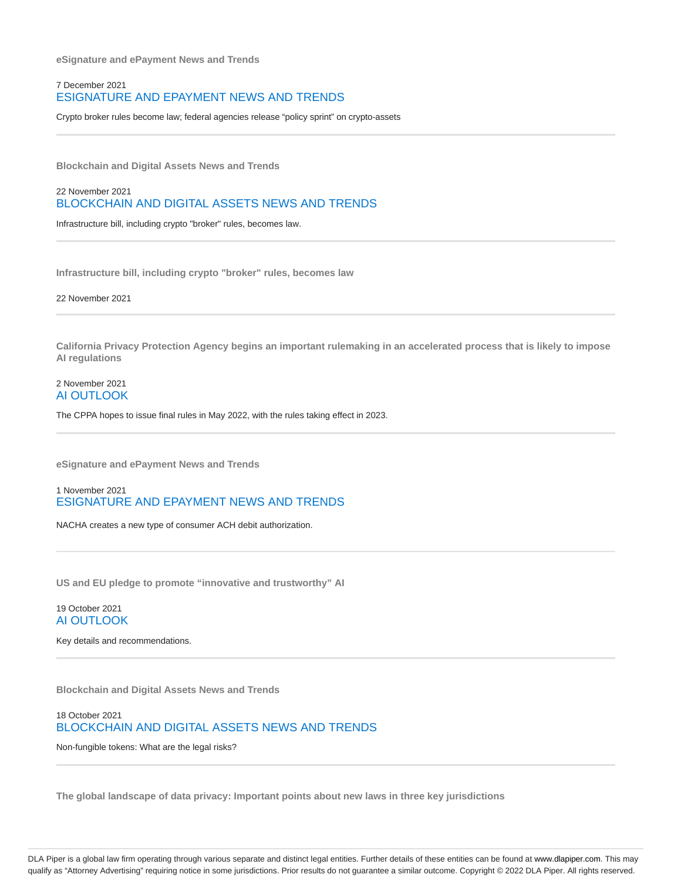**eSignature and ePayment News and Trends**

7 December 2021

ESIGNATURE AND EPAYMENT NEWS AND TRENDS

Crypto broker rules become law; federal agencies release “policy sprint” on crypto-assets

---

**Blockchain and Digital Assets News and Trends**

22 November 2021

BLOCKCHAIN AND DIGITAL ASSETS NEWS AND TRENDS

Infrastructure bill, including crypto "broker" rules, becomes law.

---

**Infrastructure bill, including crypto "broker" rules, becomes law**

22 November 2021

---

**California Privacy Protection Agency begins an important rulemaking in an accelerated process that is likely to impose AI regulations**

2 November 2021

AI OUTLOOK

The CPPA hopes to issue final rules in May 2022, with the rules taking effect in 2023.

---

**eSignature and ePayment News and Trends**

1 November 2021

ESIGNATURE AND EPAYMENT NEWS AND TRENDS

NACHA creates a new type of consumer ACH debit authorization.

---

**US and EU pledge to promote “innovative and trustworthy” AI**

19 October 2021

AI OUTLOOK

Key details and recommendations.

---

**Blockchain and Digital Assets News and Trends**

18 October 2021

BLOCKCHAIN AND DIGITAL ASSETS NEWS AND TRENDS

Non-fungible tokens: What are the legal risks?

---

**The global landscape of data privacy: Important points about new laws in three key jurisdictions**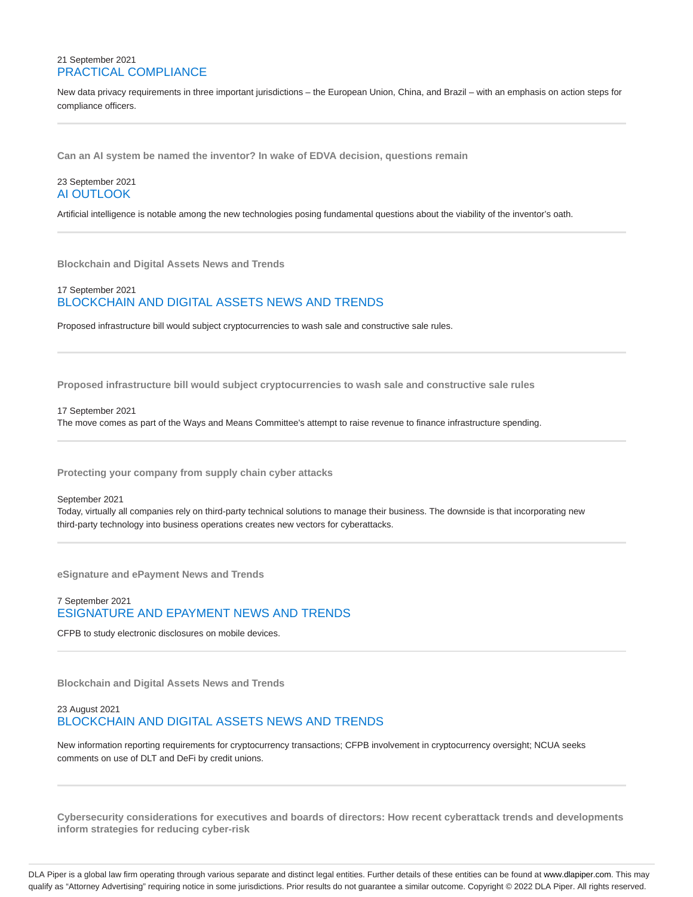21 September 2021

### PRACTICAL COMPLIANCE

New data privacy requirements in three important jurisdictions – the European Union, China, and Brazil – with an emphasis on action steps for compliance officers.

---

**Can an AI system be named the inventor? In wake of EDVA decision, questions remain**

23 September 2021

### AI OUTLOOK

Artificial intelligence is notable among the new technologies posing fundamental questions about the viability of the inventor's oath.

---

**Blockchain and Digital Assets News and Trends**

17 September 2021

### BLOCKCHAIN AND DIGITAL ASSETS NEWS AND TRENDS

Proposed infrastructure bill would subject cryptocurrencies to wash sale and constructive sale rules.

---

**Proposed infrastructure bill would subject cryptocurrencies to wash sale and constructive sale rules**

17 September 2021

The move comes as part of the Ways and Means Committee's attempt to raise revenue to finance infrastructure spending.

---

**Protecting your company from supply chain cyber attacks**

September 2021

Today, virtually all companies rely on third-party technical solutions to manage their business. The downside is that incorporating new third-party technology into business operations creates new vectors for cyberattacks.

---

**eSignature and ePayment News and Trends**

7 September 2021

### ESIGNATURE AND EPAYMENT NEWS AND TRENDS

CFPB to study electronic disclosures on mobile devices.

---

**Blockchain and Digital Assets News and Trends**

23 August 2021

### BLOCKCHAIN AND DIGITAL ASSETS NEWS AND TRENDS

New information reporting requirements for cryptocurrency transactions; CFPB involvement in cryptocurrency oversight; NCUA seeks comments on use of DLT and DeFi by credit unions.

---

**Cybersecurity considerations for executives and boards of directors: How recent cyberattack trends and developments inform strategies for reducing cyber-risk**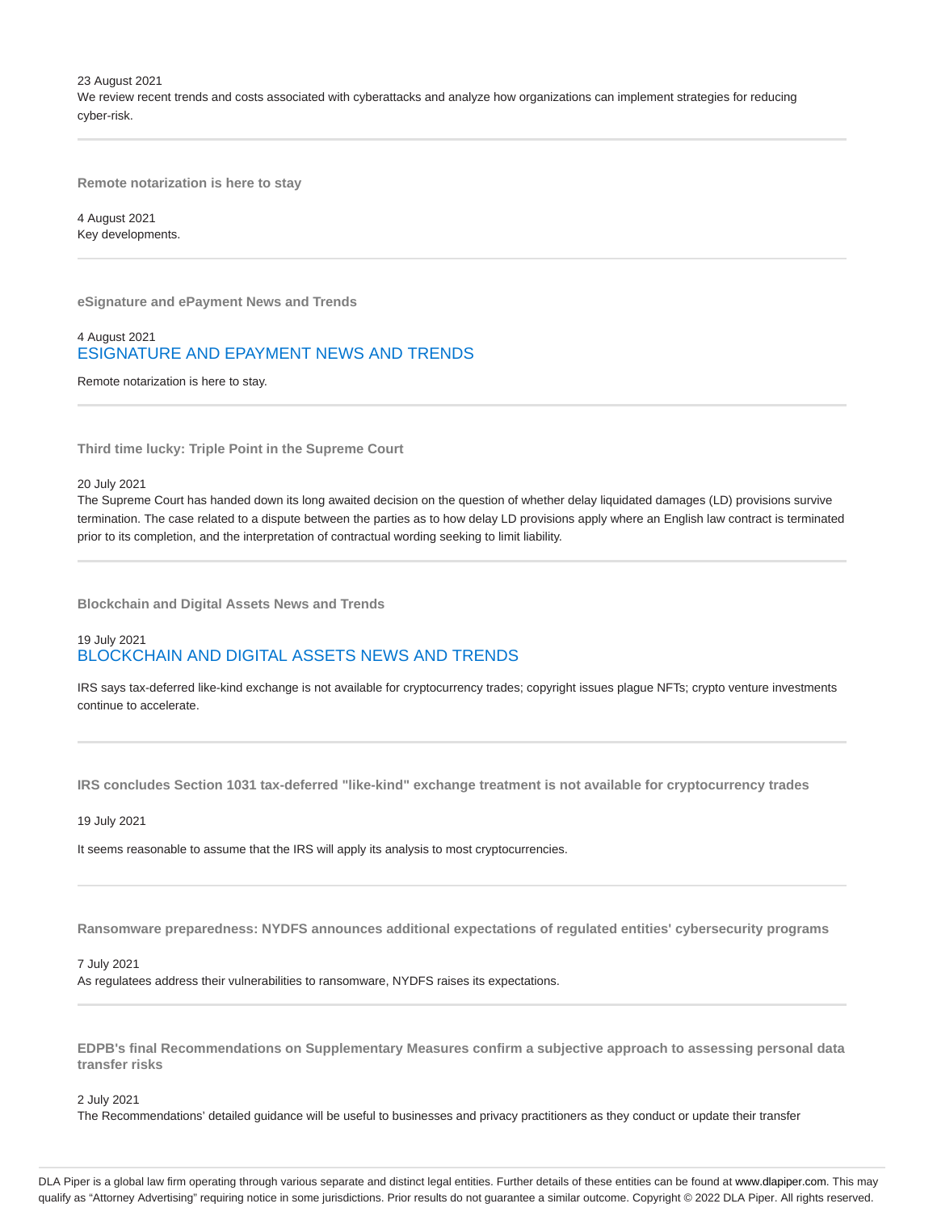23 August 2021
We review recent trends and costs associated with cyberattacks and analyze how organizations can implement strategies for reducing cyber-risk.

---

**Remote notarization is here to stay**

4 August 2021
Key developments.

---

**eSignature and ePayment News and Trends**

4 August 2021
ESIGNATURE AND EPAYMENT NEWS AND TRENDS

Remote notarization is here to stay.

---

**Third time lucky: Triple Point in the Supreme Court**

20 July 2021
The Supreme Court has handed down its long awaited decision on the question of whether delay liquidated damages (LD) provisions survive termination. The case related to a dispute between the parties as to how delay LD provisions apply where an English law contract is terminated prior to its completion, and the interpretation of contractual wording seeking to limit liability.

---

**Blockchain and Digital Assets News and Trends**

19 July 2021
BLOCKCHAIN AND DIGITAL ASSETS NEWS AND TRENDS

IRS says tax-deferred like-kind exchange is not available for cryptocurrency trades; copyright issues plague NFTs; crypto venture investments continue to accelerate.

---

**IRS concludes Section 1031 tax-deferred "like-kind" exchange treatment is not available for cryptocurrency trades**

19 July 2021

It seems reasonable to assume that the IRS will apply its analysis to most cryptocurrencies.

---

**Ransomware preparedness: NYDFS announces additional expectations of regulated entities' cybersecurity programs**

7 July 2021
As regulatees address their vulnerabilities to ransomware, NYDFS raises its expectations.

---

**EDPB's final Recommendations on Supplementary Measures confirm a subjective approach to assessing personal data transfer risks**

2 July 2021
The Recommendations' detailed guidance will be useful to businesses and privacy practitioners as they conduct or update their transfer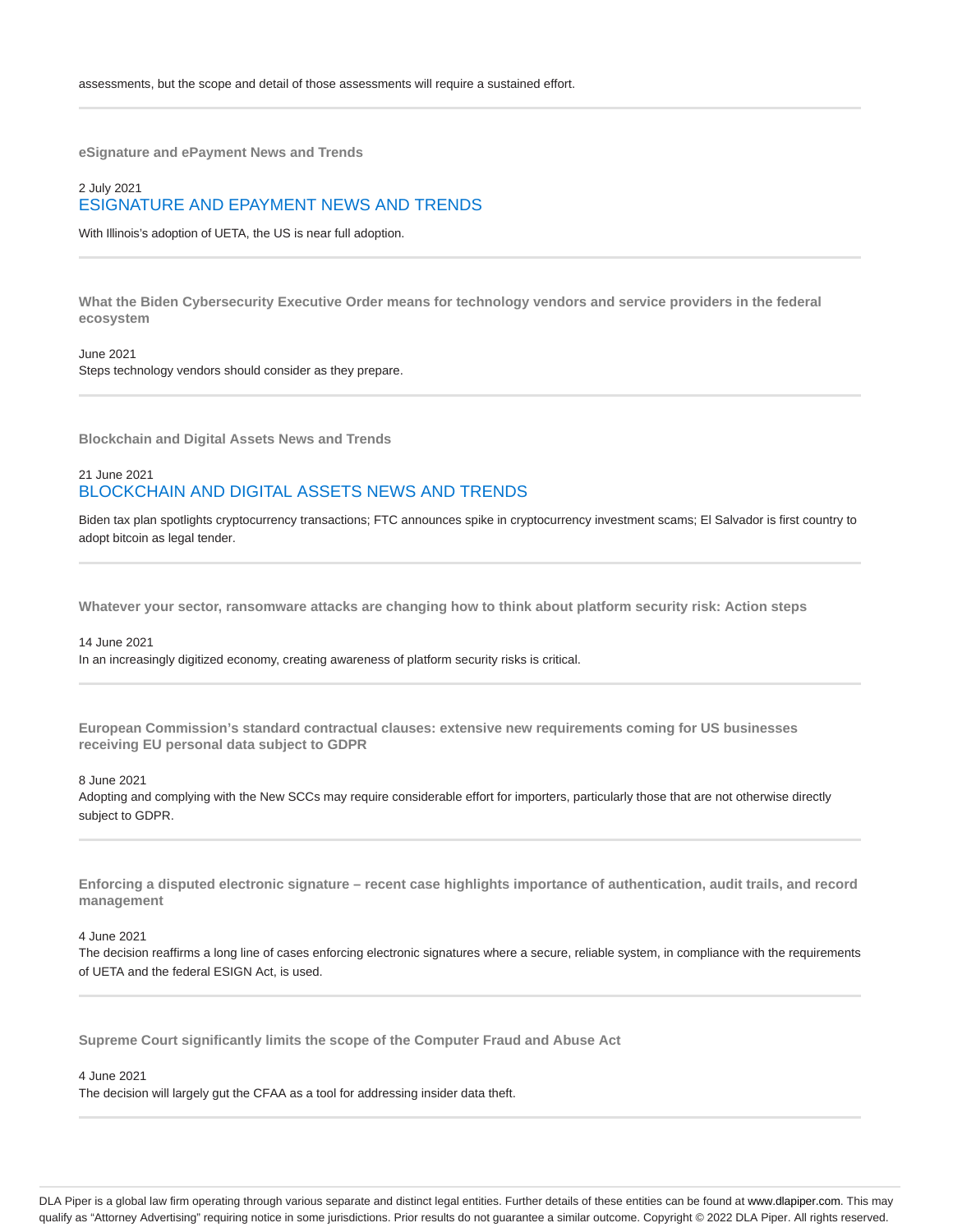assessments, but the scope and detail of those assessments will require a sustained effort.

---

**eSignature and ePayment News and Trends**

2 July 2021

### ESIGNATURE AND EPAYMENT NEWS AND TRENDS

With Illinois's adoption of UETA, the US is near full adoption.

---

**What the Biden Cybersecurity Executive Order means for technology vendors and service providers in the federal ecosystem**

June 2021

Steps technology vendors should consider as they prepare.

---

**Blockchain and Digital Assets News and Trends**

21 June 2021

### BLOCKCHAIN AND DIGITAL ASSETS NEWS AND TRENDS

Biden tax plan spotlights cryptocurrency transactions; FTC announces spike in cryptocurrency investment scams; El Salvador is first country to adopt bitcoin as legal tender.

---

**Whatever your sector, ransomware attacks are changing how to think about platform security risk: Action steps**

14 June 2021

In an increasingly digitized economy, creating awareness of platform security risks is critical.

---

**European Commission's standard contractual clauses: extensive new requirements coming for US businesses receiving EU personal data subject to GDPR**

8 June 2021

Adopting and complying with the New SCCs may require considerable effort for importers, particularly those that are not otherwise directly subject to GDPR.

---

**Enforcing a disputed electronic signature – recent case highlights importance of authentication, audit trails, and record management**

4 June 2021

The decision reaffirms a long line of cases enforcing electronic signatures where a secure, reliable system, in compliance with the requirements of UETA and the federal ESIGN Act, is used.

---

**Supreme Court significantly limits the scope of the Computer Fraud and Abuse Act**

4 June 2021

The decision will largely gut the CFAA as a tool for addressing insider data theft.

---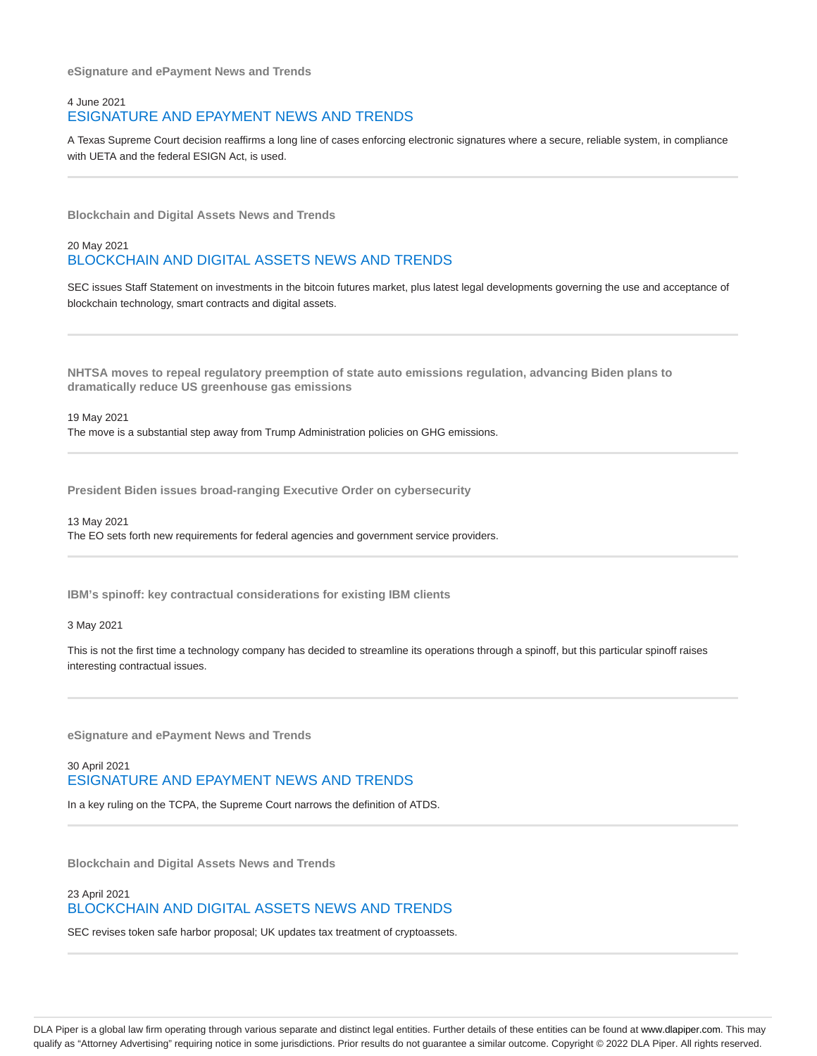**eSignature and ePayment News and Trends**

4 June 2021

### ESIGNATURE AND EPAYMENT NEWS AND TRENDS

A Texas Supreme Court decision reaffirms a long line of cases enforcing electronic signatures where a secure, reliable system, in compliance with UETA and the federal ESIGN Act, is used.

---

**Blockchain and Digital Assets News and Trends**

20 May 2021

### BLOCKCHAIN AND DIGITAL ASSETS NEWS AND TRENDS

SEC issues Staff Statement on investments in the bitcoin futures market, plus latest legal developments governing the use and acceptance of blockchain technology, smart contracts and digital assets.

---

**NHTSA moves to repeal regulatory preemption of state auto emissions regulation, advancing Biden plans to dramatically reduce US greenhouse gas emissions**

19 May 2021

The move is a substantial step away from Trump Administration policies on GHG emissions.

---

**President Biden issues broad-ranging Executive Order on cybersecurity**

13 May 2021

The EO sets forth new requirements for federal agencies and government service providers.

---

**IBM's spinoff: key contractual considerations for existing IBM clients**

3 May 2021

This is not the first time a technology company has decided to streamline its operations through a spinoff, but this particular spinoff raises interesting contractual issues.

---

**eSignature and ePayment News and Trends**

30 April 2021

### ESIGNATURE AND EPAYMENT NEWS AND TRENDS

In a key ruling on the TCPA, the Supreme Court narrows the definition of ATDS.

---

**Blockchain and Digital Assets News and Trends**

23 April 2021

### BLOCKCHAIN AND DIGITAL ASSETS NEWS AND TRENDS

SEC revises token safe harbor proposal; UK updates tax treatment of cryptoassets.

---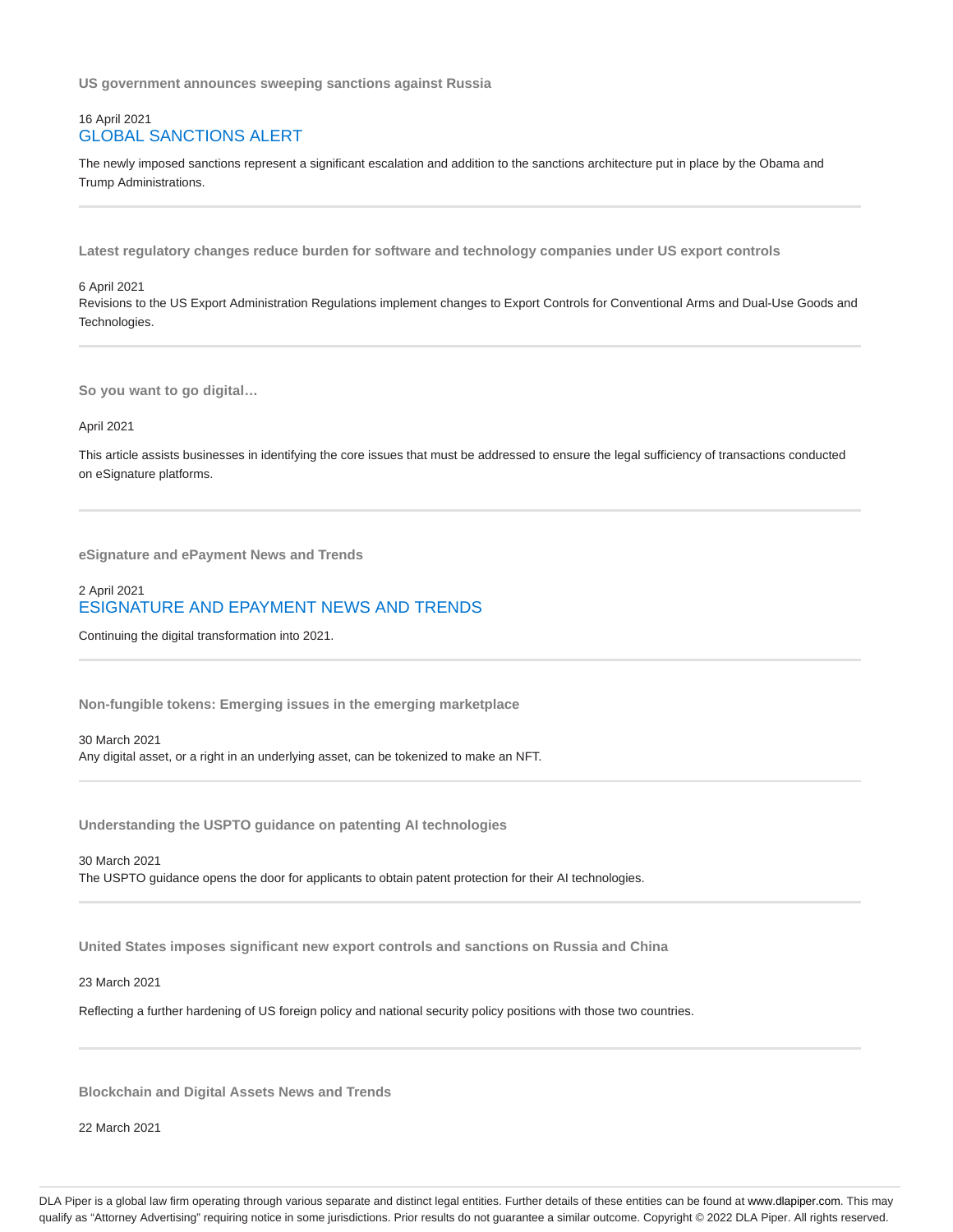### US government announces sweeping sanctions against Russia

16 April 2021

GLOBAL SANCTIONS ALERT

The newly imposed sanctions represent a significant escalation and addition to the sanctions architecture put in place by the Obama and Trump Administrations.

---

### Latest regulatory changes reduce burden for software and technology companies under US export controls

6 April 2021

Revisions to the US Export Administration Regulations implement changes to Export Controls for Conventional Arms and Dual-Use Goods and Technologies.

---

### So you want to go digital…

April 2021

This article assists businesses in identifying the core issues that must be addressed to ensure the legal sufficiency of transactions conducted on eSignature platforms.

---

### eSignature and ePayment News and Trends

2 April 2021

ESIGNATURE AND EPAYMENT NEWS AND TRENDS

Continuing the digital transformation into 2021.

---

### Non-fungible tokens: Emerging issues in the emerging marketplace

30 March 2021

Any digital asset, or a right in an underlying asset, can be tokenized to make an NFT.

---

### Understanding the USPTO guidance on patenting AI technologies

30 March 2021

The USPTO guidance opens the door for applicants to obtain patent protection for their AI technologies.

---

### United States imposes significant new export controls and sanctions on Russia and China

23 March 2021

Reflecting a further hardening of US foreign policy and national security policy positions with those two countries.

---

### Blockchain and Digital Assets News and Trends

22 March 2021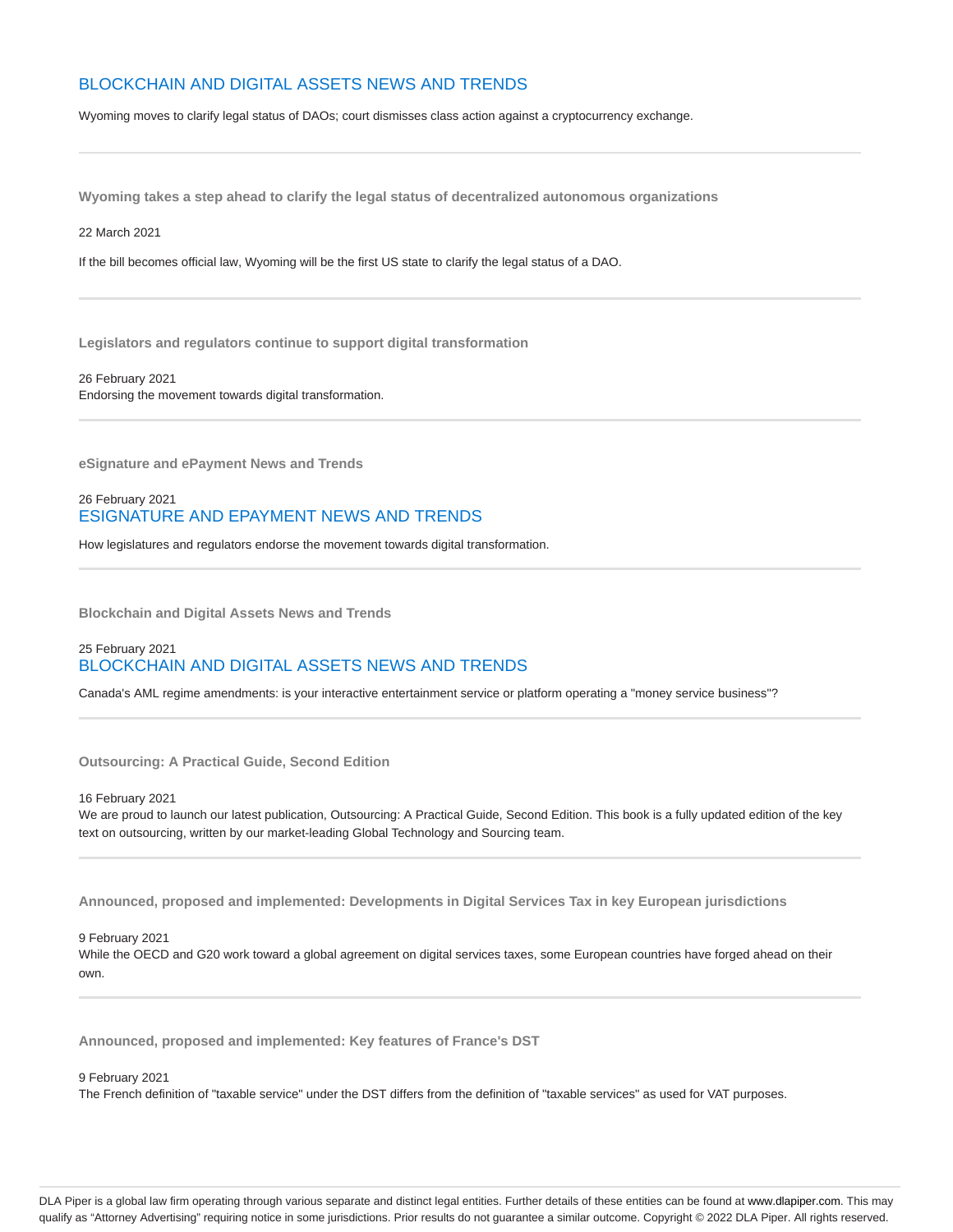## BLOCKCHAIN AND DIGITAL ASSETS NEWS AND TRENDS

Wyoming moves to clarify legal status of DAOs; court dismisses class action against a cryptocurrency exchange.

---

**Wyoming takes a step ahead to clarify the legal status of decentralized autonomous organizations**

22 March 2021

If the bill becomes official law, Wyoming will be the first US state to clarify the legal status of a DAO.

---

**Legislators and regulators continue to support digital transformation**

26 February 2021
Endorsing the movement towards digital transformation.

---

**eSignature and ePayment News and Trends**

26 February 2021
## ESIGNATURE AND EPAYMENT NEWS AND TRENDS

How legislatures and regulators endorse the movement towards digital transformation.

---

**Blockchain and Digital Assets News and Trends**

25 February 2021
## BLOCKCHAIN AND DIGITAL ASSETS NEWS AND TRENDS

Canada's AML regime amendments: is your interactive entertainment service or platform operating a "money service business"?

---

**Outsourcing: A Practical Guide, Second Edition**

16 February 2021
We are proud to launch our latest publication, Outsourcing: A Practical Guide, Second Edition. This book is a fully updated edition of the key text on outsourcing, written by our market-leading Global Technology and Sourcing team.

---

**Announced, proposed and implemented: Developments in Digital Services Tax in key European jurisdictions**

9 February 2021
While the OECD and G20 work toward a global agreement on digital services taxes, some European countries have forged ahead on their own.

---

**Announced, proposed and implemented: Key features of France's DST**

9 February 2021
The French definition of "taxable service" under the DST differs from the definition of "taxable services" as used for VAT purposes.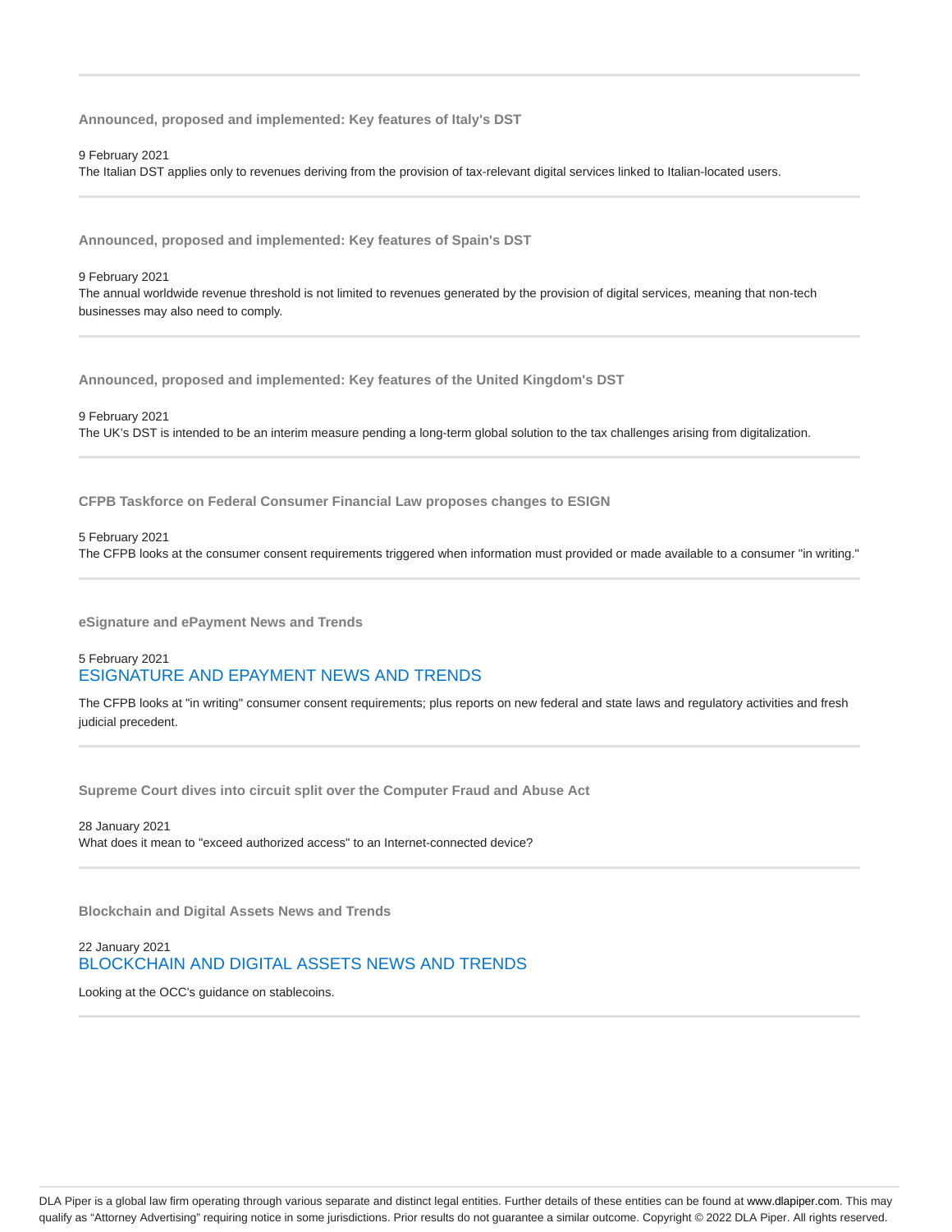---

**Announced, proposed and implemented: Key features of Italy's DST**

9 February 2021
The Italian DST applies only to revenues deriving from the provision of tax-relevant digital services linked to Italian-located users.

---

**Announced, proposed and implemented: Key features of Spain's DST**

9 February 2021
The annual worldwide revenue threshold is not limited to revenues generated by the provision of digital services, meaning that non-tech businesses may also need to comply.

---

**Announced, proposed and implemented: Key features of the United Kingdom's DST**

9 February 2021
The UK's DST is intended to be an interim measure pending a long-term global solution to the tax challenges arising from digitalization.

---

**CFPB Taskforce on Federal Consumer Financial Law proposes changes to ESIGN**

5 February 2021
The CFPB looks at the consumer consent requirements triggered when information must provided or made available to a consumer "in writing."

---

**eSignature and ePayment News and Trends**

5 February 2021
ESIGNATURE AND EPAYMENT NEWS AND TRENDS

The CFPB looks at "in writing" consumer consent requirements; plus reports on new federal and state laws and regulatory activities and fresh judicial precedent.

---

**Supreme Court dives into circuit split over the Computer Fraud and Abuse Act**

28 January 2021
What does it mean to "exceed authorized access" to an Internet-connected device?

---

**Blockchain and Digital Assets News and Trends**

22 January 2021
BLOCKCHAIN AND DIGITAL ASSETS NEWS AND TRENDS

Looking at the OCC's guidance on stablecoins.

---

DLA Piper is a global law firm operating through various separate and distinct legal entities. Further details of these entities can be found at www.dlapiper.com. This may qualify as "Attorney Advertising" requiring notice in some jurisdictions. Prior results do not guarantee a similar outcome. Copyright © 2022 DLA Piper. All rights reserved.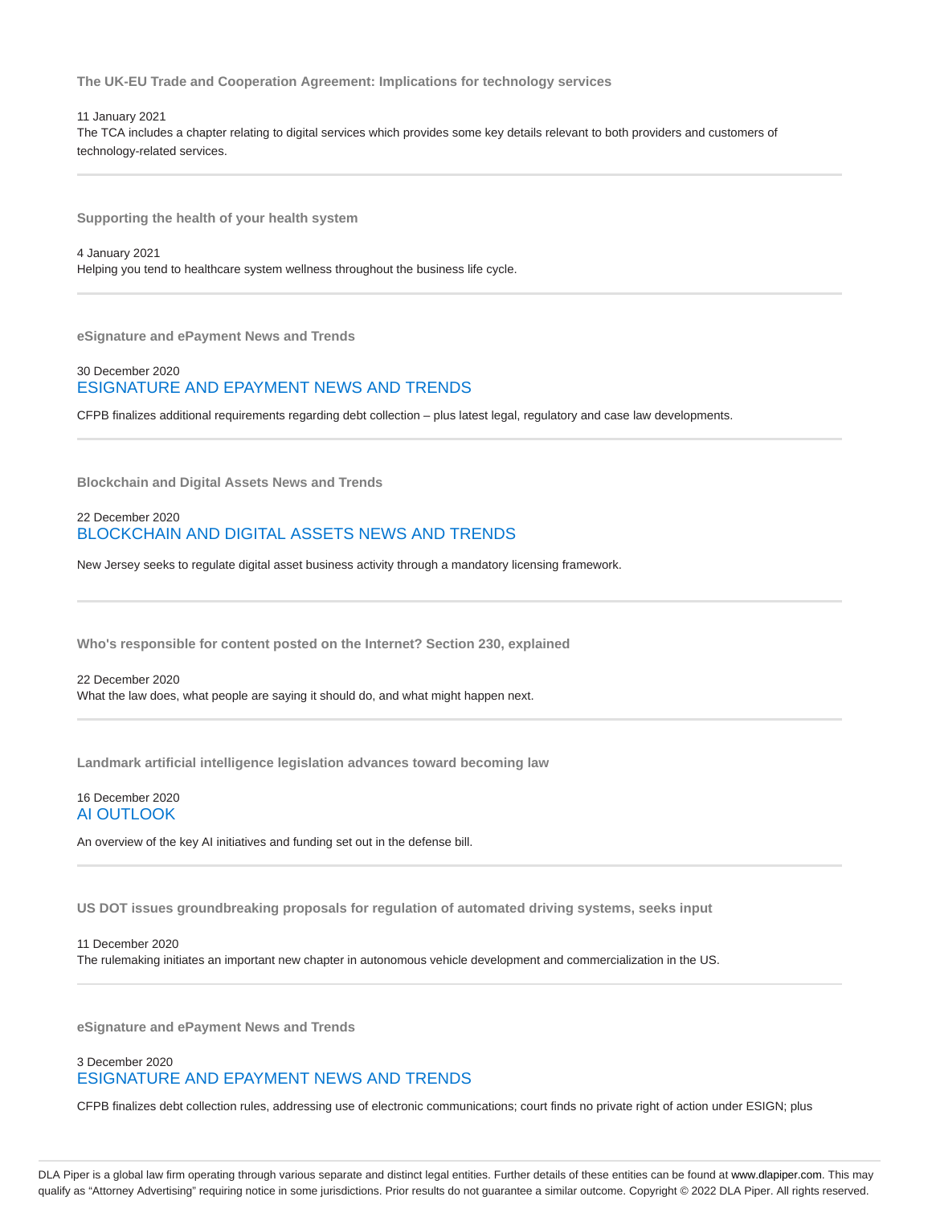### The UK-EU Trade and Cooperation Agreement: Implications for technology services

11 January 2021

The TCA includes a chapter relating to digital services which provides some key details relevant to both providers and customers of technology-related services.

---

### Supporting the health of your health system

4 January 2021

Helping you tend to healthcare system wellness throughout the business life cycle.

---

### eSignature and ePayment News and Trends

30 December 2020

ESIGNATURE AND EPAYMENT NEWS AND TRENDS

CFPB finalizes additional requirements regarding debt collection – plus latest legal, regulatory and case law developments.

---

### Blockchain and Digital Assets News and Trends

22 December 2020

BLOCKCHAIN AND DIGITAL ASSETS NEWS AND TRENDS

New Jersey seeks to regulate digital asset business activity through a mandatory licensing framework.

---

### Who's responsible for content posted on the Internet? Section 230, explained

22 December 2020

What the law does, what people are saying it should do, and what might happen next.

---

### Landmark artificial intelligence legislation advances toward becoming law

16 December 2020

AI OUTLOOK

An overview of the key AI initiatives and funding set out in the defense bill.

---

### US DOT issues groundbreaking proposals for regulation of automated driving systems, seeks input

11 December 2020

The rulemaking initiates an important new chapter in autonomous vehicle development and commercialization in the US.

---

### eSignature and ePayment News and Trends

3 December 2020

ESIGNATURE AND EPAYMENT NEWS AND TRENDS

CFPB finalizes debt collection rules, addressing use of electronic communications; court finds no private right of action under ESIGN; plus

DLA Piper is a global law firm operating through various separate and distinct legal entities. Further details of these entities can be found at www.dlapiper.com. This may qualify as "Attorney Advertising" requiring notice in some jurisdictions. Prior results do not guarantee a similar outcome. Copyright © 2022 DLA Piper. All rights reserved.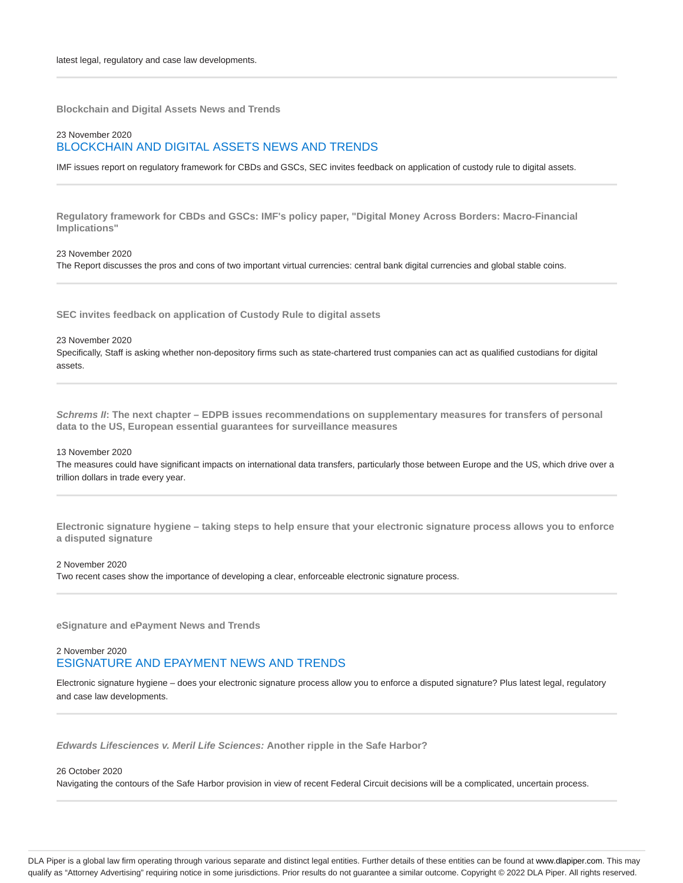latest legal, regulatory and case law developments.

---

**Blockchain and Digital Assets News and Trends**

23 November 2020

BLOCKCHAIN AND DIGITAL ASSETS NEWS AND TRENDS

IMF issues report on regulatory framework for CBDs and GSCs, SEC invites feedback on application of custody rule to digital assets.

---

**Regulatory framework for CBDs and GSCs: IMF's policy paper, "Digital Money Across Borders: Macro-Financial Implications"**

23 November 2020

The Report discusses the pros and cons of two important virtual currencies: central bank digital currencies and global stable coins.

---

**SEC invites feedback on application of Custody Rule to digital assets**

23 November 2020

Specifically, Staff is asking whether non-depository firms such as state-chartered trust companies can act as qualified custodians for digital assets.

---

***Schrems II*: The next chapter – EDPB issues recommendations on supplementary measures for transfers of personal data to the US, European essential guarantees for surveillance measures**

13 November 2020

The measures could have significant impacts on international data transfers, particularly those between Europe and the US, which drive over a trillion dollars in trade every year.

---

**Electronic signature hygiene – taking steps to help ensure that your electronic signature process allows you to enforce a disputed signature**

2 November 2020

Two recent cases show the importance of developing a clear, enforceable electronic signature process.

---

**eSignature and ePayment News and Trends**

2 November 2020

ESIGNATURE AND EPAYMENT NEWS AND TRENDS

Electronic signature hygiene – does your electronic signature process allow you to enforce a disputed signature? Plus latest legal, regulatory and case law developments.

---

***Edwards Lifesciences v. Meril Life Sciences:* Another ripple in the Safe Harbor?**

26 October 2020

Navigating the contours of the Safe Harbor provision in view of recent Federal Circuit decisions will be a complicated, uncertain process.

---

DLA Piper is a global law firm operating through various separate and distinct legal entities. Further details of these entities can be found at www.dlapiper.com. This may qualify as "Attorney Advertising" requiring notice in some jurisdictions. Prior results do not guarantee a similar outcome. Copyright © 2022 DLA Piper. All rights reserved.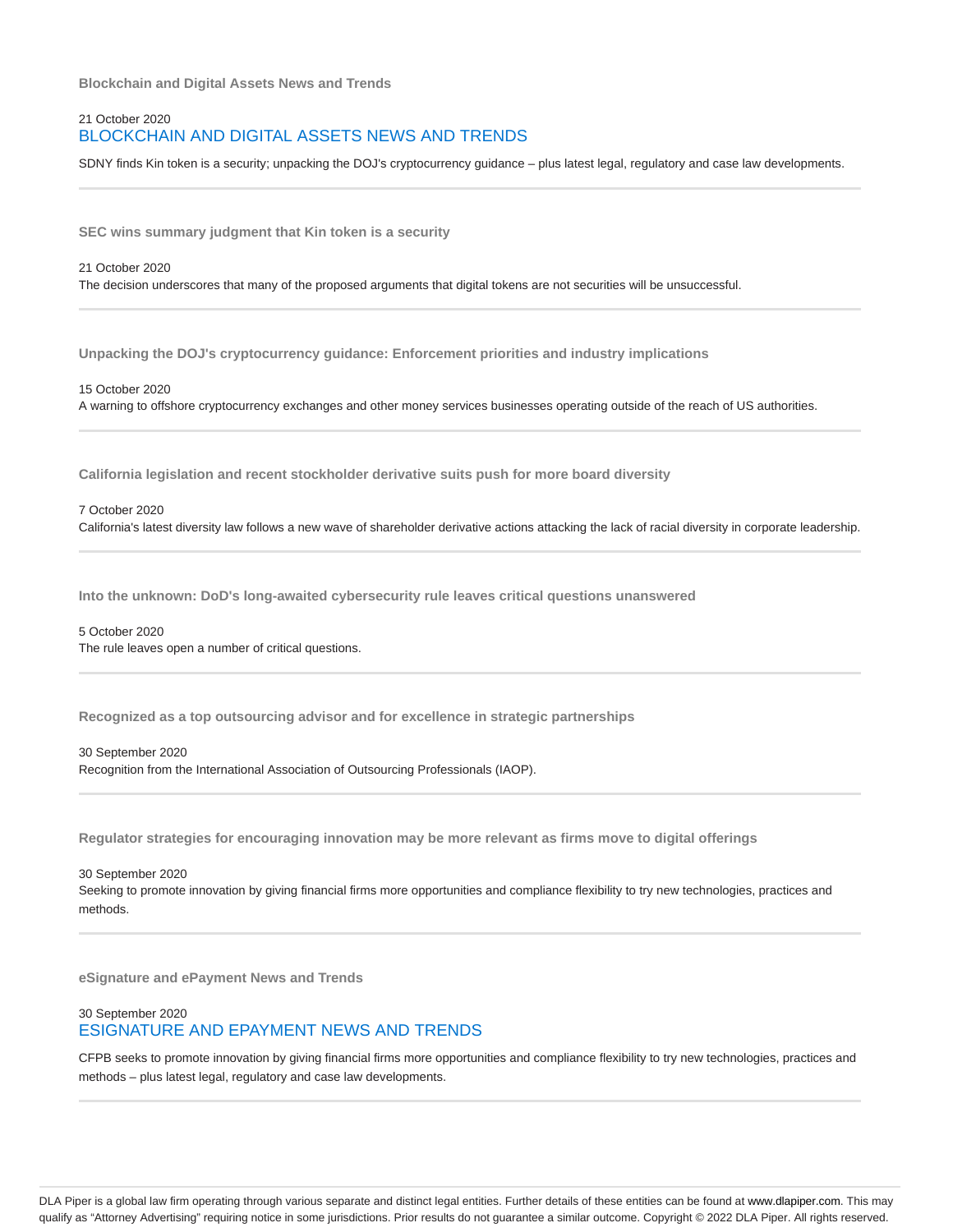**Blockchain and Digital Assets News and Trends**

21 October 2020

## BLOCKCHAIN AND DIGITAL ASSETS NEWS AND TRENDS

SDNY finds Kin token is a security; unpacking the DOJ's cryptocurrency guidance – plus latest legal, regulatory and case law developments.

---

**SEC wins summary judgment that Kin token is a security**

21 October 2020

The decision underscores that many of the proposed arguments that digital tokens are not securities will be unsuccessful.

---

**Unpacking the DOJ's cryptocurrency guidance: Enforcement priorities and industry implications**

15 October 2020

A warning to offshore cryptocurrency exchanges and other money services businesses operating outside of the reach of US authorities.

---

**California legislation and recent stockholder derivative suits push for more board diversity**

7 October 2020

California's latest diversity law follows a new wave of shareholder derivative actions attacking the lack of racial diversity in corporate leadership.

---

**Into the unknown: DoD's long-awaited cybersecurity rule leaves critical questions unanswered**

5 October 2020

The rule leaves open a number of critical questions.

---

**Recognized as a top outsourcing advisor and for excellence in strategic partnerships**

30 September 2020

Recognition from the International Association of Outsourcing Professionals (IAOP).

---

**Regulator strategies for encouraging innovation may be more relevant as firms move to digital offerings**

30 September 2020

Seeking to promote innovation by giving financial firms more opportunities and compliance flexibility to try new technologies, practices and methods.

---

**eSignature and ePayment News and Trends**

30 September 2020

## ESIGNATURE AND EPAYMENT NEWS AND TRENDS

CFPB seeks to promote innovation by giving financial firms more opportunities and compliance flexibility to try new technologies, practices and methods – plus latest legal, regulatory and case law developments.

---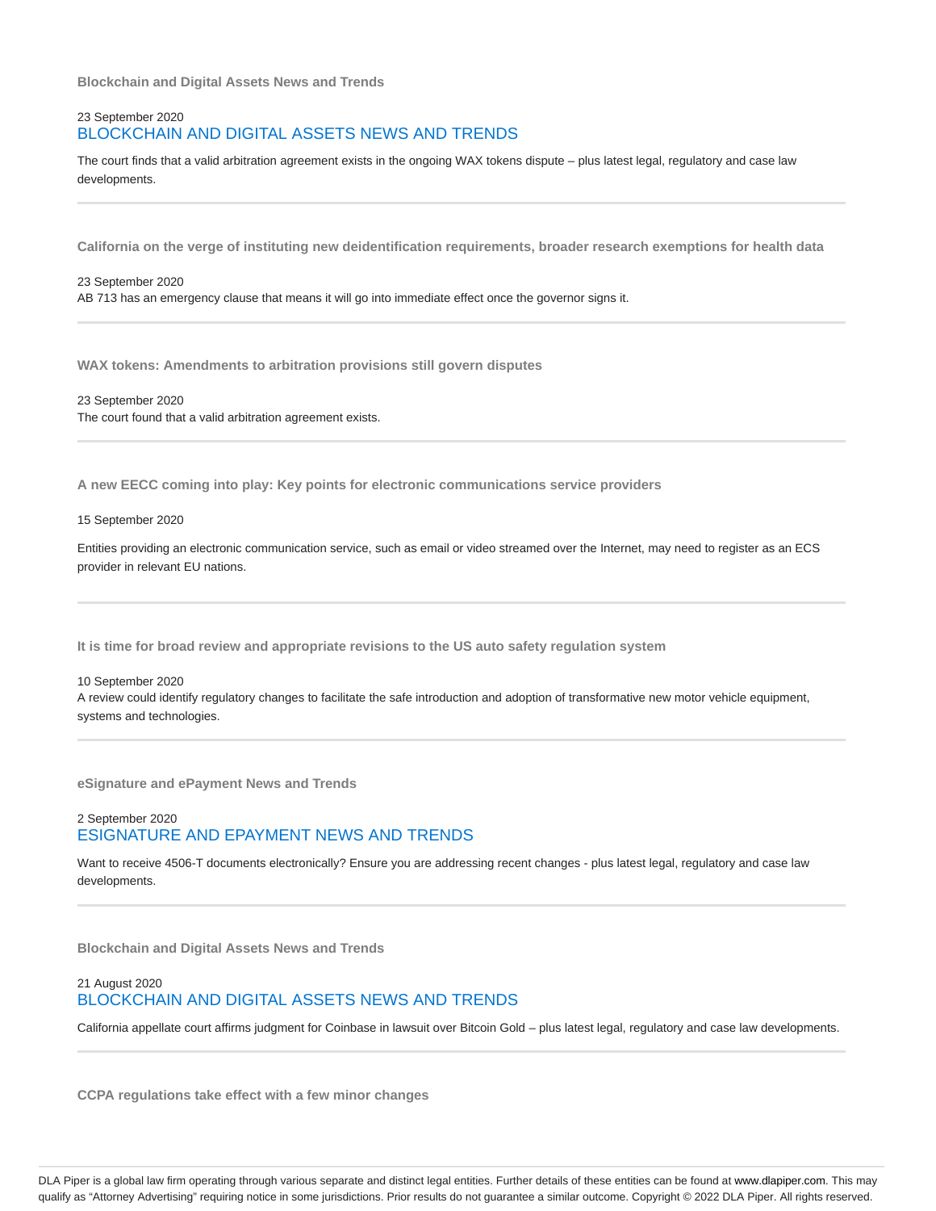**Blockchain and Digital Assets News and Trends**

23 September 2020

## BLOCKCHAIN AND DIGITAL ASSETS NEWS AND TRENDS

The court finds that a valid arbitration agreement exists in the ongoing WAX tokens dispute – plus latest legal, regulatory and case law developments.

---

**California on the verge of instituting new deidentification requirements, broader research exemptions for health data**

23 September 2020

AB 713 has an emergency clause that means it will go into immediate effect once the governor signs it.

---

**WAX tokens: Amendments to arbitration provisions still govern disputes**

23 September 2020

The court found that a valid arbitration agreement exists.

---

**A new EECC coming into play: Key points for electronic communications service providers**

15 September 2020

Entities providing an electronic communication service, such as email or video streamed over the Internet, may need to register as an ECS provider in relevant EU nations.

---

**It is time for broad review and appropriate revisions to the US auto safety regulation system**

10 September 2020

A review could identify regulatory changes to facilitate the safe introduction and adoption of transformative new motor vehicle equipment, systems and technologies.

---

**eSignature and ePayment News and Trends**

2 September 2020

## ESIGNATURE AND EPAYMENT NEWS AND TRENDS

Want to receive 4506-T documents electronically? Ensure you are addressing recent changes - plus latest legal, regulatory and case law developments.

---

**Blockchain and Digital Assets News and Trends**

21 August 2020

## BLOCKCHAIN AND DIGITAL ASSETS NEWS AND TRENDS

California appellate court affirms judgment for Coinbase in lawsuit over Bitcoin Gold – plus latest legal, regulatory and case law developments.

---

**CCPA regulations take effect with a few minor changes**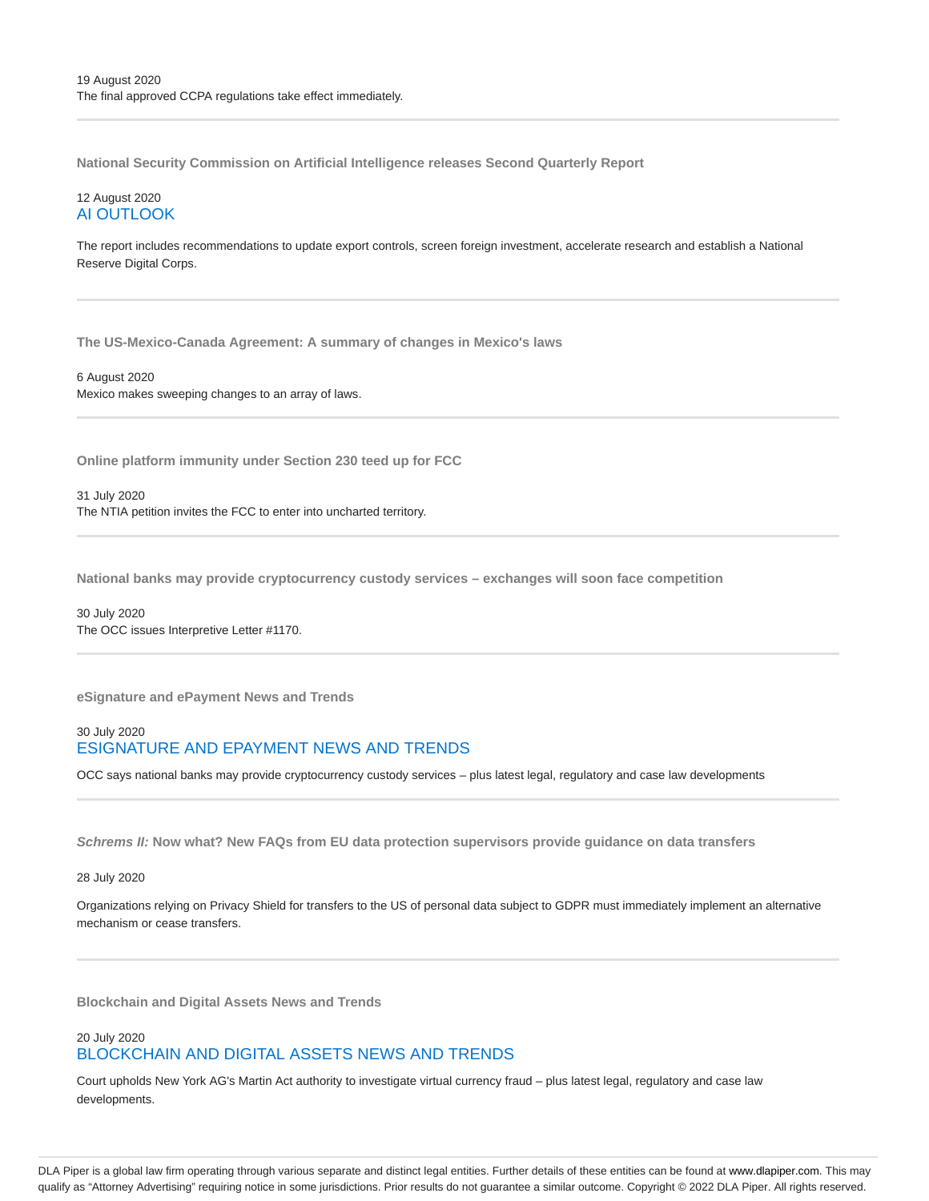19 August 2020
The final approved CCPA regulations take effect immediately.

---

**National Security Commission on Artificial Intelligence releases Second Quarterly Report**

12 August 2020
AI OUTLOOK

The report includes recommendations to update export controls, screen foreign investment, accelerate research and establish a National Reserve Digital Corps.

---

**The US-Mexico-Canada Agreement: A summary of changes in Mexico's laws**

6 August 2020
Mexico makes sweeping changes to an array of laws.

---

**Online platform immunity under Section 230 teed up for FCC**

31 July 2020
The NTIA petition invites the FCC to enter into uncharted territory.

---

**National banks may provide cryptocurrency custody services – exchanges will soon face competition**

30 July 2020
The OCC issues Interpretive Letter #1170.

---

**eSignature and ePayment News and Trends**

30 July 2020
ESIGNATURE AND EPAYMENT NEWS AND TRENDS

OCC says national banks may provide cryptocurrency custody services – plus latest legal, regulatory and case law developments

---

***Schrems II:* Now what? New FAQs from EU data protection supervisors provide guidance on data transfers**

28 July 2020

Organizations relying on Privacy Shield for transfers to the US of personal data subject to GDPR must immediately implement an alternative mechanism or cease transfers.

---

**Blockchain and Digital Assets News and Trends**

20 July 2020
BLOCKCHAIN AND DIGITAL ASSETS NEWS AND TRENDS

Court upholds New York AG's Martin Act authority to investigate virtual currency fraud – plus latest legal, regulatory and case law developments.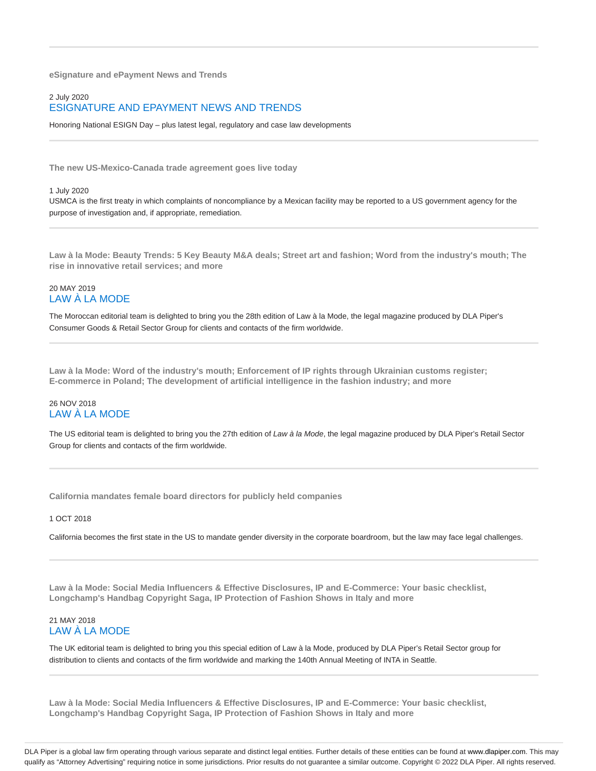**eSignature and ePayment News and Trends**

2 July 2020

ESIGNATURE AND EPAYMENT NEWS AND TRENDS

Honoring National ESIGN Day – plus latest legal, regulatory and case law developments

---

**The new US-Mexico-Canada trade agreement goes live today**

1 July 2020

USMCA is the first treaty in which complaints of noncompliance by a Mexican facility may be reported to a US government agency for the purpose of investigation and, if appropriate, remediation.

---

**Law à la Mode: Beauty Trends: 5 Key Beauty M&A deals; Street art and fashion; Word from the industry's mouth; The rise in innovative retail services; and more**

20 MAY 2019

LAW À LA MODE

The Moroccan editorial team is delighted to bring you the 28th edition of Law à la Mode, the legal magazine produced by DLA Piper's Consumer Goods & Retail Sector Group for clients and contacts of the firm worldwide.

---

**Law à la Mode: Word of the industry's mouth; Enforcement of IP rights through Ukrainian customs register; E-commerce in Poland; The development of artificial intelligence in the fashion industry; and more**

26 NOV 2018

LAW À LA MODE

The US editorial team is delighted to bring you the 27th edition of *Law à la Mode*, the legal magazine produced by DLA Piper's Retail Sector Group for clients and contacts of the firm worldwide.

---

**California mandates female board directors for publicly held companies**

1 OCT 2018

California becomes the first state in the US to mandate gender diversity in the corporate boardroom, but the law may face legal challenges.

---

**Law à la Mode: Social Media Influencers & Effective Disclosures, IP and E-Commerce: Your basic checklist, Longchamp's Handbag Copyright Saga, IP Protection of Fashion Shows in Italy and more**

21 MAY 2018

LAW À LA MODE

The UK editorial team is delighted to bring you this special edition of Law à la Mode, produced by DLA Piper's Retail Sector group for distribution to clients and contacts of the firm worldwide and marking the 140th Annual Meeting of INTA in Seattle.

---

**Law à la Mode: Social Media Influencers & Effective Disclosures, IP and E-Commerce: Your basic checklist, Longchamp's Handbag Copyright Saga, IP Protection of Fashion Shows in Italy and more**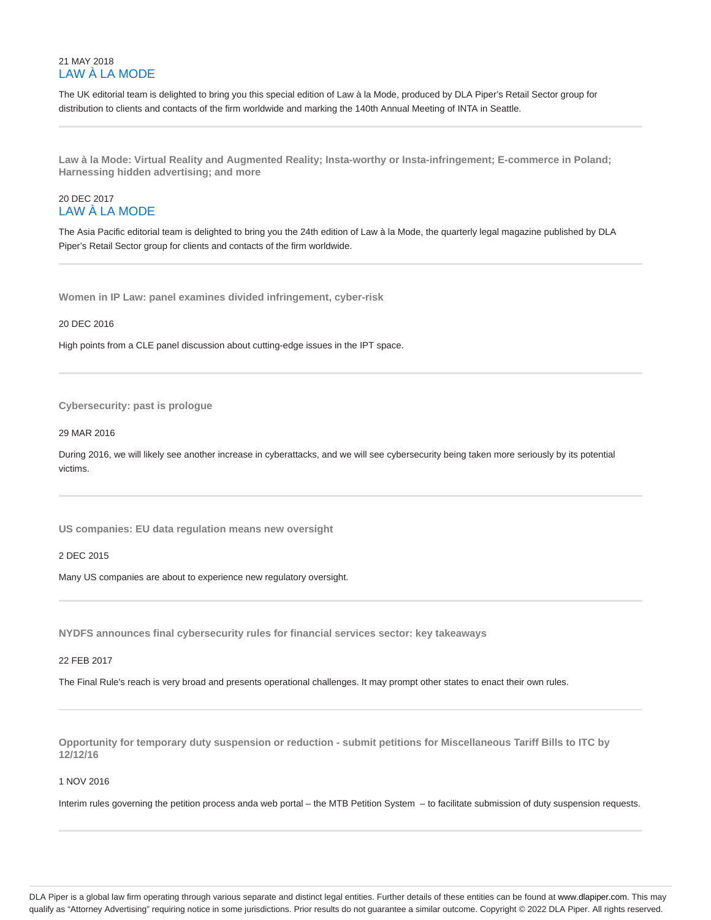21 MAY 2018

LAW À LA MODE

The UK editorial team is delighted to bring you this special edition of Law à la Mode, produced by DLA Piper's Retail Sector group for distribution to clients and contacts of the firm worldwide and marking the 140th Annual Meeting of INTA in Seattle.

---

**Law à la Mode: Virtual Reality and Augmented Reality; Insta-worthy or Insta-infringement; E-commerce in Poland; Harnessing hidden advertising; and more**

20 DEC 2017

LAW À LA MODE

The Asia Pacific editorial team is delighted to bring you the 24th edition of Law à la Mode, the quarterly legal magazine published by DLA Piper's Retail Sector group for clients and contacts of the firm worldwide.

---

**Women in IP Law: panel examines divided infringement, cyber-risk**

20 DEC 2016

High points from a CLE panel discussion about cutting-edge issues in the IPT space.

---

**Cybersecurity: past is prologue**

29 MAR 2016

During 2016, we will likely see another increase in cyberattacks, and we will see cybersecurity being taken more seriously by its potential victims.

---

**US companies: EU data regulation means new oversight**

2 DEC 2015

Many US companies are about to experience new regulatory oversight.

---

**NYDFS announces final cybersecurity rules for financial services sector: key takeaways**

22 FEB 2017

The Final Rule's reach is very broad and presents operational challenges. It may prompt other states to enact their own rules.

---

**Opportunity for temporary duty suspension or reduction - submit petitions for Miscellaneous Tariff Bills to ITC by 12/12/16**

1 NOV 2016

Interim rules governing the petition process anda web portal – the MTB Petition System – to facilitate submission of duty suspension requests.

---

DLA Piper is a global law firm operating through various separate and distinct legal entities. Further details of these entities can be found at www.dlapiper.com. This may qualify as "Attorney Advertising" requiring notice in some jurisdictions. Prior results do not guarantee a similar outcome. Copyright © 2022 DLA Piper. All rights reserved.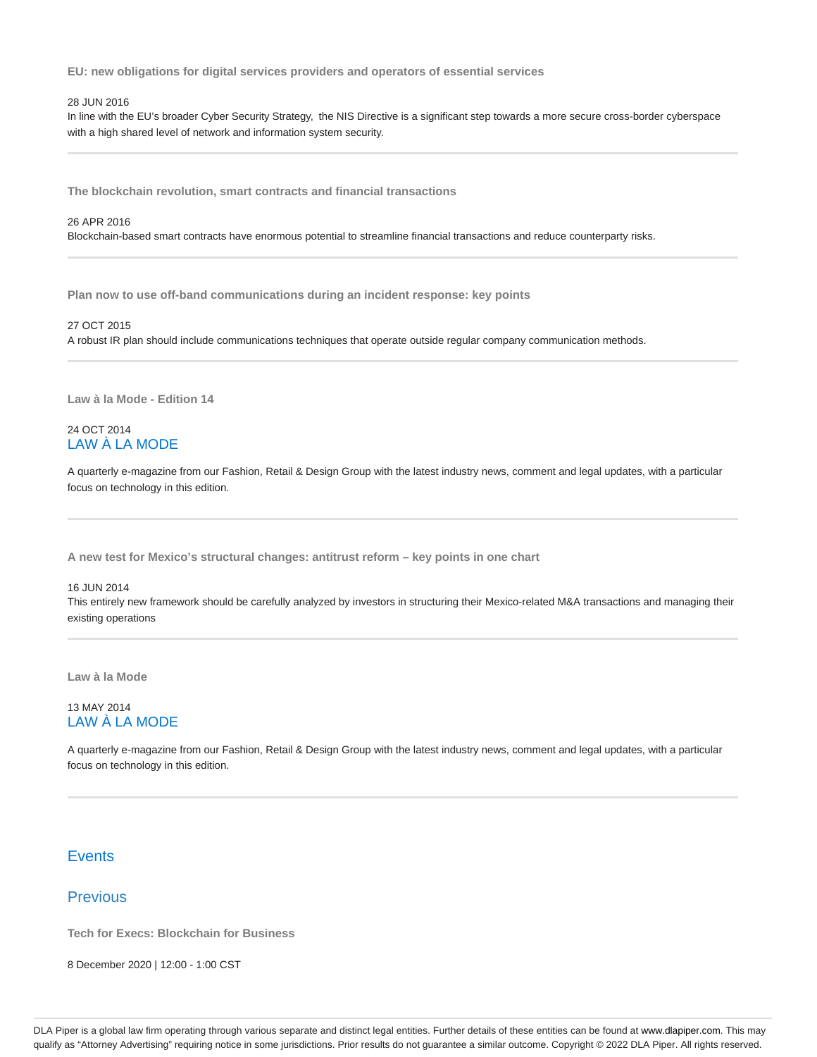**EU: new obligations for digital services providers and operators of essential services**

28 JUN 2016

In line with the EU's broader Cyber Security Strategy, the NIS Directive is a significant step towards a more secure cross-border cyberspace with a high shared level of network and information system security.

---

**The blockchain revolution, smart contracts and financial transactions**

26 APR 2016

Blockchain-based smart contracts have enormous potential to streamline financial transactions and reduce counterparty risks.

---

**Plan now to use off-band communications during an incident response: key points**

27 OCT 2015

A robust IR plan should include communications techniques that operate outside regular company communication methods.

---

**Law à la Mode - Edition 14**

24 OCT 2014

LAW À LA MODE

A quarterly e-magazine from our Fashion, Retail & Design Group with the latest industry news, comment and legal updates, with a particular focus on technology in this edition.

---

**A new test for Mexico's structural changes: antitrust reform – key points in one chart**

16 JUN 2014

This entirely new framework should be carefully analyzed by investors in structuring their Mexico-related M&A transactions and managing their existing operations

---

**Law à la Mode**

13 MAY 2014

LAW À LA MODE

A quarterly e-magazine from our Fashion, Retail & Design Group with the latest industry news, comment and legal updates, with a particular focus on technology in this edition.

---

## Events

### Previous

**Tech for Execs: Blockchain for Business**

8 December 2020 | 12:00 - 1:00 CST

DLA Piper is a global law firm operating through various separate and distinct legal entities. Further details of these entities can be found at www.dlapiper.com. This may qualify as "Attorney Advertising" requiring notice in some jurisdictions. Prior results do not guarantee a similar outcome. Copyright © 2022 DLA Piper. All rights reserved.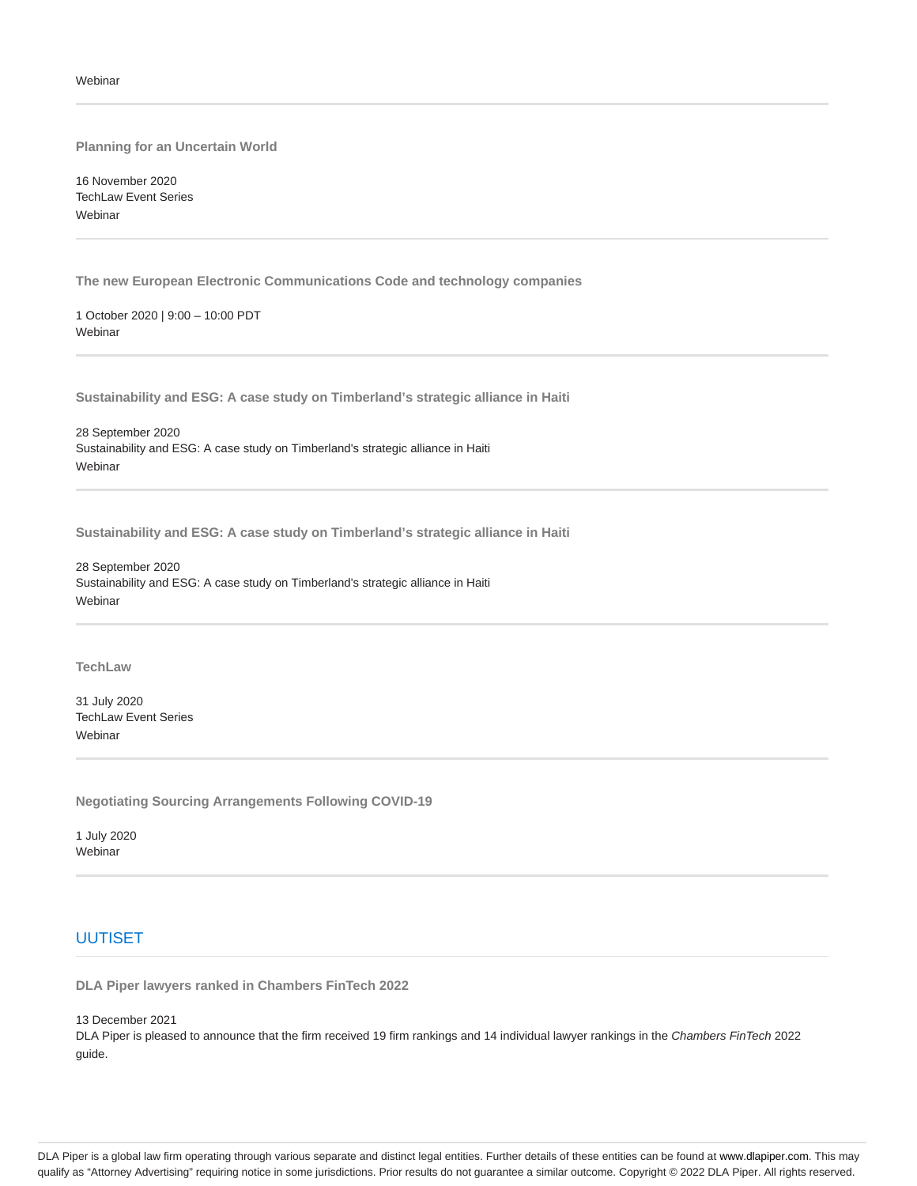Webinar

---

**Planning for an Uncertain World**

16 November 2020
TechLaw Event Series
Webinar

---

**The new European Electronic Communications Code and technology companies**

1 October 2020 | 9:00 – 10:00 PDT
Webinar

---

**Sustainability and ESG: A case study on Timberland's strategic alliance in Haiti**

28 September 2020
Sustainability and ESG: A case study on Timberland's strategic alliance in Haiti
Webinar

---

**Sustainability and ESG: A case study on Timberland's strategic alliance in Haiti**

28 September 2020
Sustainability and ESG: A case study on Timberland's strategic alliance in Haiti
Webinar

---

**TechLaw**

31 July 2020
TechLaw Event Series
Webinar

---

**Negotiating Sourcing Arrangements Following COVID-19**

1 July 2020
Webinar

---

## UUTISET

**DLA Piper lawyers ranked in Chambers FinTech 2022**

13 December 2021
DLA Piper is pleased to announce that the firm received 19 firm rankings and 14 individual lawyer rankings in the *Chambers FinTech* 2022 guide.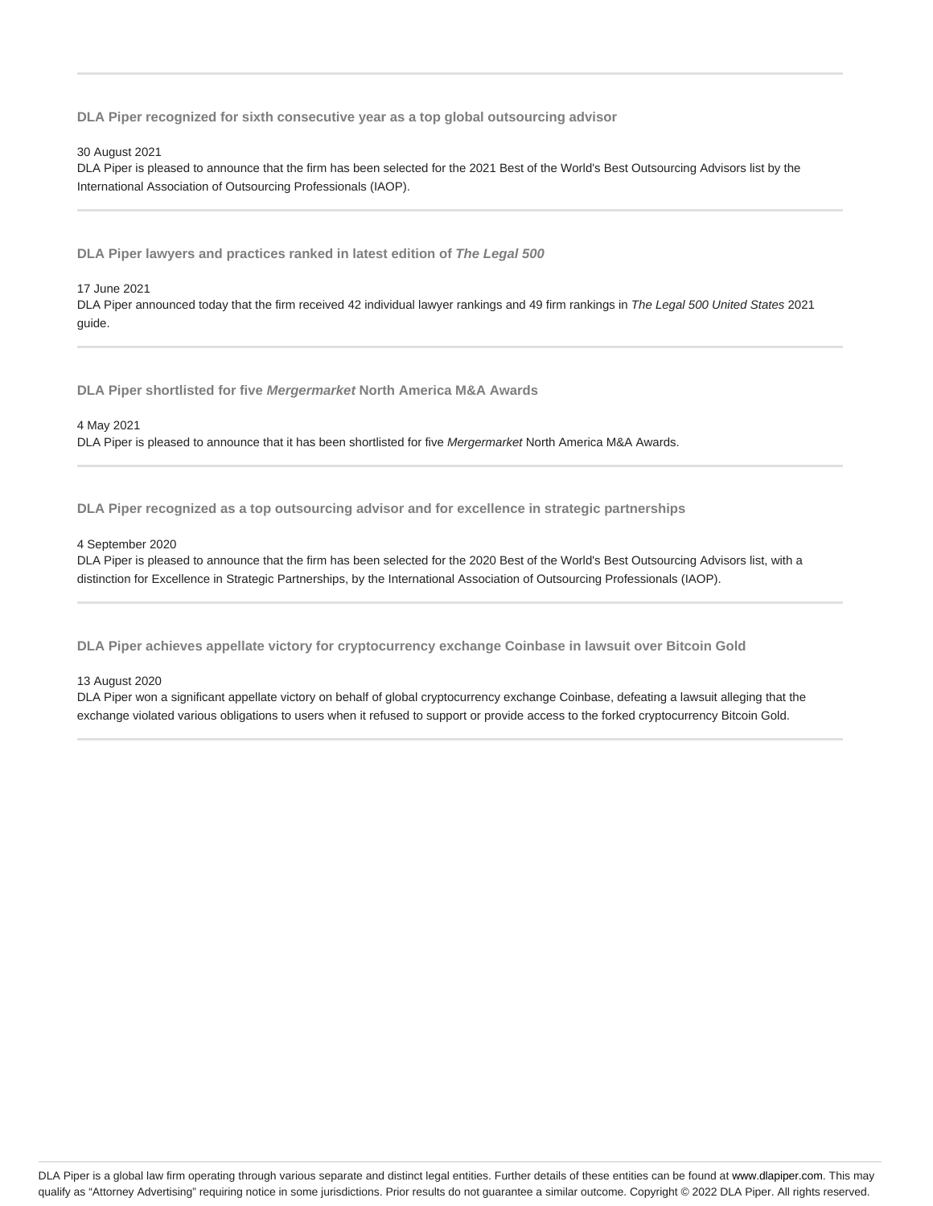**DLA Piper recognized for sixth consecutive year as a top global outsourcing advisor**

30 August 2021

DLA Piper is pleased to announce that the firm has been selected for the 2021 Best of the World's Best Outsourcing Advisors list by the International Association of Outsourcing Professionals (IAOP).

**DLA Piper lawyers and practices ranked in latest edition of *The Legal 500***

17 June 2021

DLA Piper announced today that the firm received 42 individual lawyer rankings and 49 firm rankings in *The Legal 500 United States* 2021 guide.

**DLA Piper shortlisted for five *Mergermarket* North America M&A Awards**

4 May 2021

DLA Piper is pleased to announce that it has been shortlisted for five *Mergermarket* North America M&A Awards.

**DLA Piper recognized as a top outsourcing advisor and for excellence in strategic partnerships**

4 September 2020

DLA Piper is pleased to announce that the firm has been selected for the 2020 Best of the World's Best Outsourcing Advisors list, with a distinction for Excellence in Strategic Partnerships, by the International Association of Outsourcing Professionals (IAOP).

**DLA Piper achieves appellate victory for cryptocurrency exchange Coinbase in lawsuit over Bitcoin Gold**

13 August 2020

DLA Piper won a significant appellate victory on behalf of global cryptocurrency exchange Coinbase, defeating a lawsuit alleging that the exchange violated various obligations to users when it refused to support or provide access to the forked cryptocurrency Bitcoin Gold.

DLA Piper is a global law firm operating through various separate and distinct legal entities. Further details of these entities can be found at www.dlapiper.com. This may qualify as "Attorney Advertising" requiring notice in some jurisdictions. Prior results do not guarantee a similar outcome. Copyright © 2022 DLA Piper. All rights reserved.